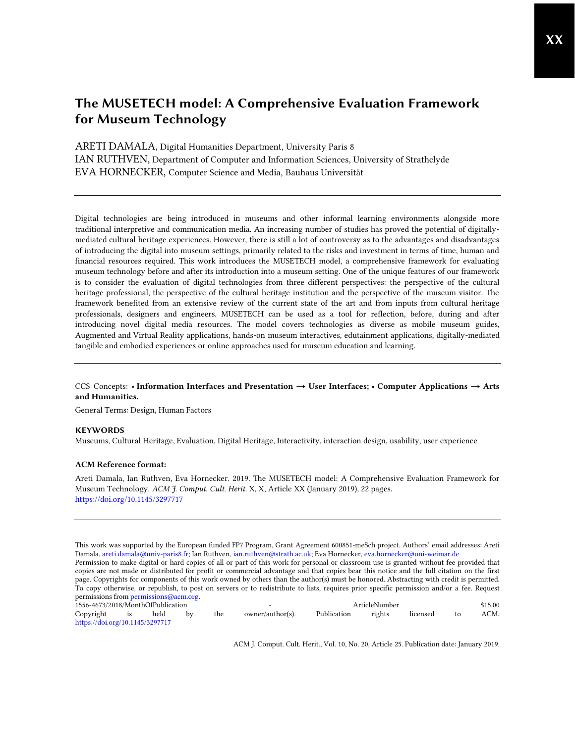# The MUSETECH model: A Comprehensive Evaluation Framework for Museum Technology

ARETI DAMALA, Digital Humanities Department, University Paris 8
IAN RUTHVEN, Department of Computer and Information Sciences, University of Strathclyde
EVA HORNECKER, Computer Science and Media, Bauhaus Universität

---

Digital technologies are being introduced in museums and other informal learning environments alongside more traditional interpretive and communication media. An increasing number of studies has proved the potential of digitally-mediated cultural heritage experiences. However, there is still a lot of controversy as to the advantages and disadvantages of introducing the digital into museum settings, primarily related to the risks and investment in terms of time, human and financial resources required. This work introduces the MUSETECH model, a comprehensive framework for evaluating museum technology before and after its introduction into a museum setting. One of the unique features of our framework is to consider the evaluation of digital technologies from three different perspectives: the perspective of the cultural heritage professional, the perspective of the cultural heritage institution and the perspective of the museum visitor. The framework benefited from an extensive review of the current state of the art and from inputs from cultural heritage professionals, designers and engineers. MUSETECH can be used as a tool for reflection, before, during and after introducing novel digital media resources. The model covers technologies as diverse as mobile museum guides, Augmented and Virtual Reality applications, hands-on museum interactives, edutainment applications, digitally-mediated tangible and embodied experiences or online approaches used for museum education and learning.

---

CCS Concepts: • **Information Interfaces and Presentation → User Interfaces; • Computer Applications → Arts and Humanities.**

General Terms: Design, Human Factors

**KEYWORDS**

Museums, Cultural Heritage, Evaluation, Digital Heritage, Interactivity, interaction design, usability, user experience

**ACM Reference format:**

Areti Damala, Ian Ruthven, Eva Hornecker. 2019. The MUSETECH model: A Comprehensive Evaluation Framework for Museum Technology. *ACM J. Comput. Cult. Herit.* X, X, Article XX (January 2019), 22 pages.
https://doi.org/10.1145/3297717

---

This work was supported by the European funded FP7 Program, Grant Agreement 600851-meSch project. Authors' email addresses: Areti Damala, areti.damala@univ-paris8.fr; Ian Ruthven, ian.ruthven@strath.ac.uk; Eva Hornecker, eva.hornecker@uni-weimar.de
Permission to make digital or hard copies of all or part of this work for personal or classroom use is granted without fee provided that copies are not made or distributed for profit or commercial advantage and that copies bear this notice and the full citation on the first page. Copyrights for components of this work owned by others than the author(s) must be honored. Abstracting with credit is permitted. To copy otherwise, or republish, to post on servers or to redistribute to lists, requires prior specific permission and/or a fee. Request permissions from permissions@acm.org.
1556-4673/2018/MonthOfPublication - ArticleNumber $15.00
Copyright is held by the owner/author(s). Publication rights licensed to ACM.
https://doi.org/10.1145/3297717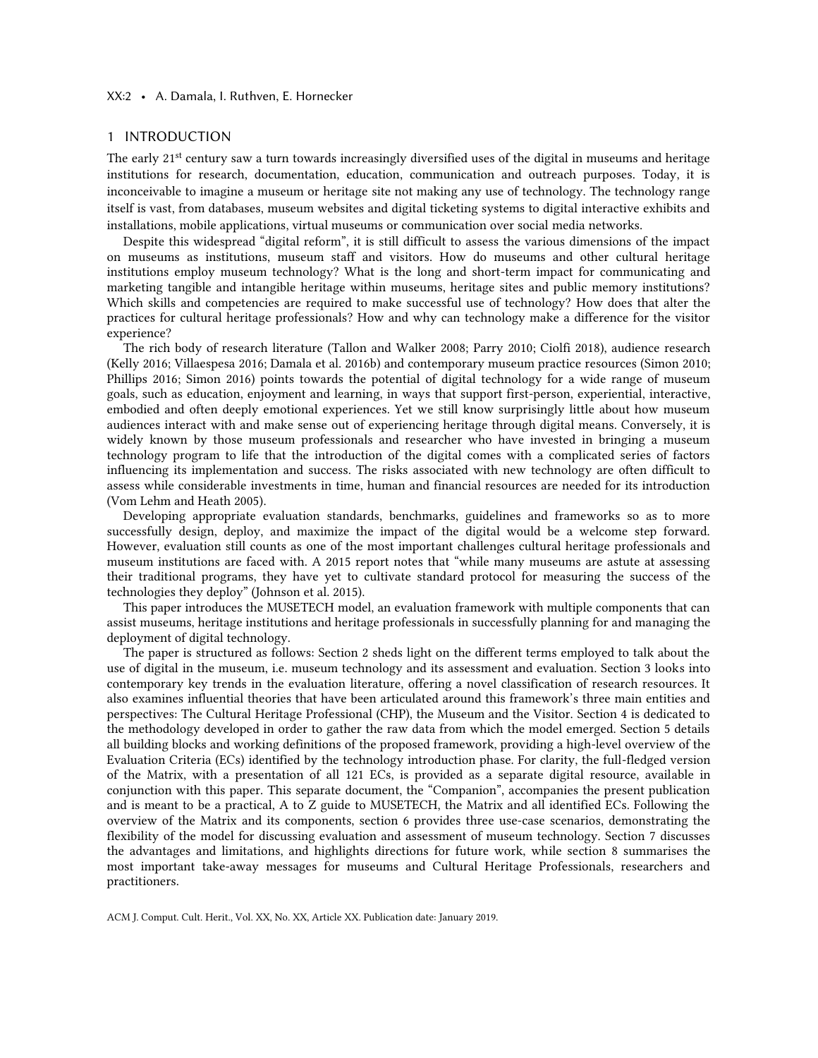## 1 INTRODUCTION

The early 21st century saw a turn towards increasingly diversified uses of the digital in museums and heritage institutions for research, documentation, education, communication and outreach purposes. Today, it is inconceivable to imagine a museum or heritage site not making any use of technology. The technology range itself is vast, from databases, museum websites and digital ticketing systems to digital interactive exhibits and installations, mobile applications, virtual museums or communication over social media networks.

Despite this widespread "digital reform", it is still difficult to assess the various dimensions of the impact on museums as institutions, museum staff and visitors. How do museums and other cultural heritage institutions employ museum technology? What is the long and short-term impact for communicating and marketing tangible and intangible heritage within museums, heritage sites and public memory institutions? Which skills and competencies are required to make successful use of technology? How does that alter the practices for cultural heritage professionals? How and why can technology make a difference for the visitor experience?

The rich body of research literature (Tallon and Walker 2008; Parry 2010; Ciolfi 2018), audience research (Kelly 2016; Villaespesa 2016; Damala et al. 2016b) and contemporary museum practice resources (Simon 2010; Phillips 2016; Simon 2016) points towards the potential of digital technology for a wide range of museum goals, such as education, enjoyment and learning, in ways that support first-person, experiential, interactive, embodied and often deeply emotional experiences. Yet we still know surprisingly little about how museum audiences interact with and make sense out of experiencing heritage through digital means. Conversely, it is widely known by those museum professionals and researcher who have invested in bringing a museum technology program to life that the introduction of the digital comes with a complicated series of factors influencing its implementation and success. The risks associated with new technology are often difficult to assess while considerable investments in time, human and financial resources are needed for its introduction (Vom Lehm and Heath 2005).

Developing appropriate evaluation standards, benchmarks, guidelines and frameworks so as to more successfully design, deploy, and maximize the impact of the digital would be a welcome step forward. However, evaluation still counts as one of the most important challenges cultural heritage professionals and museum institutions are faced with. A 2015 report notes that "while many museums are astute at assessing their traditional programs, they have yet to cultivate standard protocol for measuring the success of the technologies they deploy" (Johnson et al. 2015).

This paper introduces the MUSETECH model, an evaluation framework with multiple components that can assist museums, heritage institutions and heritage professionals in successfully planning for and managing the deployment of digital technology.

The paper is structured as follows: Section 2 sheds light on the different terms employed to talk about the use of digital in the museum, i.e. museum technology and its assessment and evaluation. Section 3 looks into contemporary key trends in the evaluation literature, offering a novel classification of research resources. It also examines influential theories that have been articulated around this framework's three main entities and perspectives: The Cultural Heritage Professional (CHP), the Museum and the Visitor. Section 4 is dedicated to the methodology developed in order to gather the raw data from which the model emerged. Section 5 details all building blocks and working definitions of the proposed framework, providing a high-level overview of the Evaluation Criteria (ECs) identified by the technology introduction phase. For clarity, the full-fledged version of the Matrix, with a presentation of all 121 ECs, is provided as a separate digital resource, available in conjunction with this paper. This separate document, the "Companion", accompanies the present publication and is meant to be a practical, A to Z guide to MUSETECH, the Matrix and all identified ECs. Following the overview of the Matrix and its components, section 6 provides three use-case scenarios, demonstrating the flexibility of the model for discussing evaluation and assessment of museum technology. Section 7 discusses the advantages and limitations, and highlights directions for future work, while section 8 summarises the most important take-away messages for museums and Cultural Heritage Professionals, researchers and practitioners.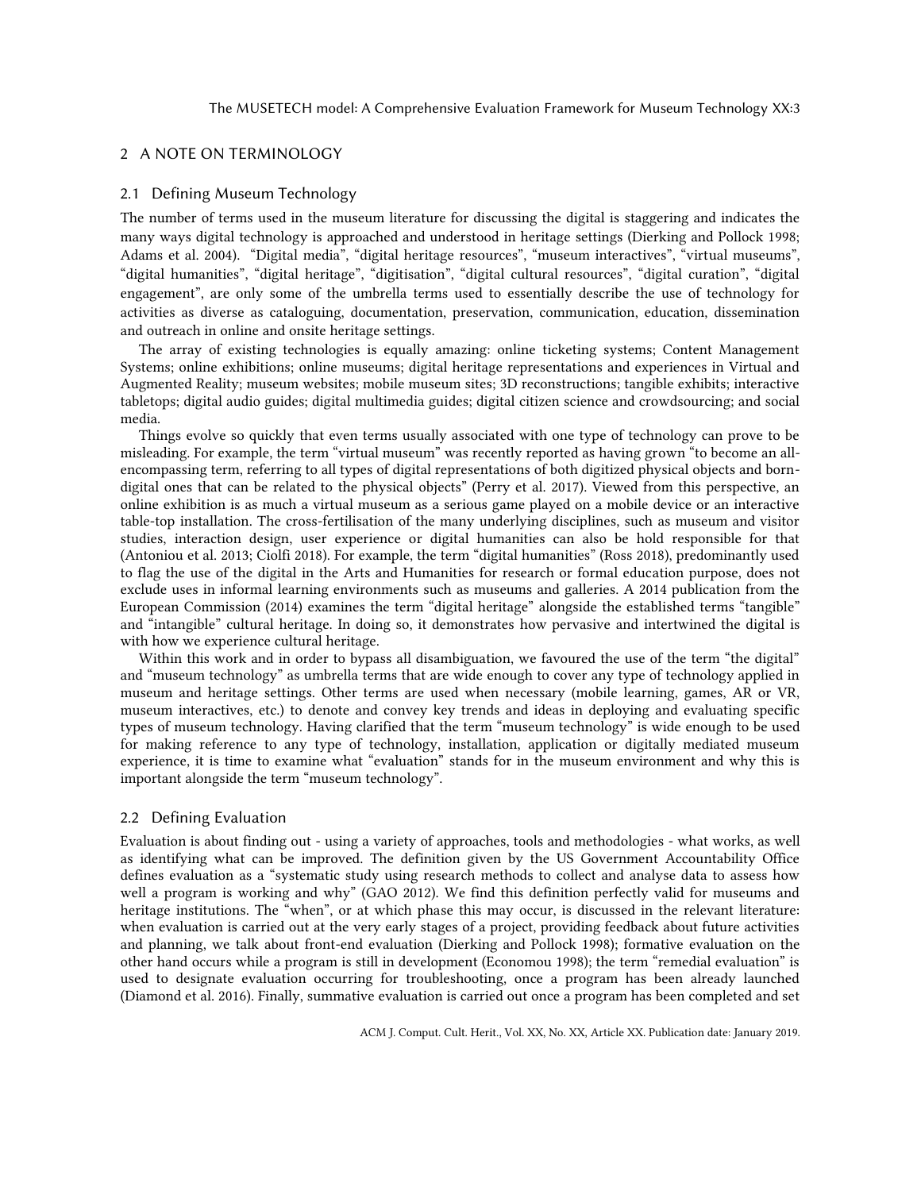## 2 A NOTE ON TERMINOLOGY

### 2.1 Defining Museum Technology

The number of terms used in the museum literature for discussing the digital is staggering and indicates the many ways digital technology is approached and understood in heritage settings (Dierking and Pollock 1998; Adams et al. 2004). "Digital media", "digital heritage resources", "museum interactives", "virtual museums", "digital humanities", "digital heritage", "digitisation", "digital cultural resources", "digital curation", "digital engagement", are only some of the umbrella terms used to essentially describe the use of technology for activities as diverse as cataloguing, documentation, preservation, communication, education, dissemination and outreach in online and onsite heritage settings.

The array of existing technologies is equally amazing: online ticketing systems; Content Management Systems; online exhibitions; online museums; digital heritage representations and experiences in Virtual and Augmented Reality; museum websites; mobile museum sites; 3D reconstructions; tangible exhibits; interactive tabletops; digital audio guides; digital multimedia guides; digital citizen science and crowdsourcing; and social media.

Things evolve so quickly that even terms usually associated with one type of technology can prove to be misleading. For example, the term "virtual museum" was recently reported as having grown "to become an all-encompassing term, referring to all types of digital representations of both digitized physical objects and born-digital ones that can be related to the physical objects" (Perry et al. 2017). Viewed from this perspective, an online exhibition is as much a virtual museum as a serious game played on a mobile device or an interactive table-top installation. The cross-fertilisation of the many underlying disciplines, such as museum and visitor studies, interaction design, user experience or digital humanities can also be hold responsible for that (Antoniou et al. 2013; Ciolfi 2018). For example, the term "digital humanities" (Ross 2018), predominantly used to flag the use of the digital in the Arts and Humanities for research or formal education purpose, does not exclude uses in informal learning environments such as museums and galleries. A 2014 publication from the European Commission (2014) examines the term "digital heritage" alongside the established terms "tangible" and "intangible" cultural heritage. In doing so, it demonstrates how pervasive and intertwined the digital is with how we experience cultural heritage.

Within this work and in order to bypass all disambiguation, we favoured the use of the term "the digital" and "museum technology" as umbrella terms that are wide enough to cover any type of technology applied in museum and heritage settings. Other terms are used when necessary (mobile learning, games, AR or VR, museum interactives, etc.) to denote and convey key trends and ideas in deploying and evaluating specific types of museum technology. Having clarified that the term "museum technology" is wide enough to be used for making reference to any type of technology, installation, application or digitally mediated museum experience, it is time to examine what "evaluation" stands for in the museum environment and why this is important alongside the term "museum technology".

### 2.2 Defining Evaluation

Evaluation is about finding out - using a variety of approaches, tools and methodologies - what works, as well as identifying what can be improved. The definition given by the US Government Accountability Office defines evaluation as a "systematic study using research methods to collect and analyse data to assess how well a program is working and why" (GAO 2012). We find this definition perfectly valid for museums and heritage institutions. The "when", or at which phase this may occur, is discussed in the relevant literature: when evaluation is carried out at the very early stages of a project, providing feedback about future activities and planning, we talk about front-end evaluation (Dierking and Pollock 1998); formative evaluation on the other hand occurs while a program is still in development (Economou 1998); the term "remedial evaluation" is used to designate evaluation occurring for troubleshooting, once a program has been already launched (Diamond et al. 2016). Finally, summative evaluation is carried out once a program has been completed and set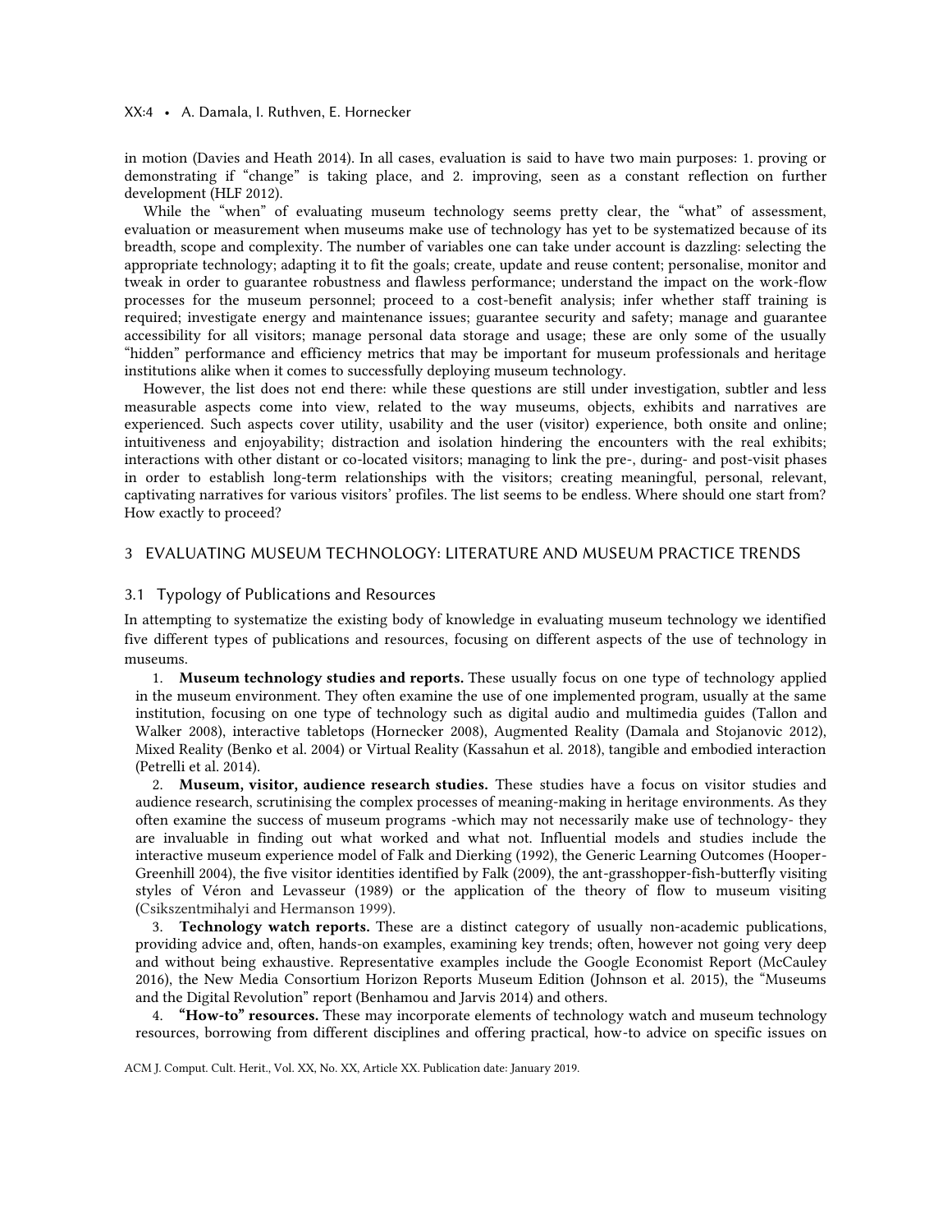in motion (Davies and Heath 2014). In all cases, evaluation is said to have two main purposes: 1. proving or demonstrating if "change" is taking place, and 2. improving, seen as a constant reflection on further development (HLF 2012).

While the "when" of evaluating museum technology seems pretty clear, the "what" of assessment, evaluation or measurement when museums make use of technology has yet to be systematized because of its breadth, scope and complexity. The number of variables one can take under account is dazzling: selecting the appropriate technology; adapting it to fit the goals; create, update and reuse content; personalise, monitor and tweak in order to guarantee robustness and flawless performance; understand the impact on the work-flow processes for the museum personnel; proceed to a cost-benefit analysis; infer whether staff training is required; investigate energy and maintenance issues; guarantee security and safety; manage and guarantee accessibility for all visitors; manage personal data storage and usage; these are only some of the usually "hidden" performance and efficiency metrics that may be important for museum professionals and heritage institutions alike when it comes to successfully deploying museum technology.

However, the list does not end there: while these questions are still under investigation, subtler and less measurable aspects come into view, related to the way museums, objects, exhibits and narratives are experienced. Such aspects cover utility, usability and the user (visitor) experience, both onsite and online; intuitiveness and enjoyability; distraction and isolation hindering the encounters with the real exhibits; interactions with other distant or co-located visitors; managing to link the pre-, during- and post-visit phases in order to establish long-term relationships with the visitors; creating meaningful, personal, relevant, captivating narratives for various visitors' profiles. The list seems to be endless. Where should one start from? How exactly to proceed?

## 3 EVALUATING MUSEUM TECHNOLOGY: LITERATURE AND MUSEUM PRACTICE TRENDS

### 3.1 Typology of Publications and Resources

In attempting to systematize the existing body of knowledge in evaluating museum technology we identified five different types of publications and resources, focusing on different aspects of the use of technology in museums.

1. **Museum technology studies and reports.** These usually focus on one type of technology applied in the museum environment. They often examine the use of one implemented program, usually at the same institution, focusing on one type of technology such as digital audio and multimedia guides (Tallon and Walker 2008), interactive tabletops (Hornecker 2008), Augmented Reality (Damala and Stojanovic 2012), Mixed Reality (Benko et al. 2004) or Virtual Reality (Kassahun et al. 2018), tangible and embodied interaction (Petrelli et al. 2014).
2. **Museum, visitor, audience research studies.** These studies have a focus on visitor studies and audience research, scrutinising the complex processes of meaning-making in heritage environments. As they often examine the success of museum programs -which may not necessarily make use of technology- they are invaluable in finding out what worked and what not. Influential models and studies include the interactive museum experience model of Falk and Dierking (1992), the Generic Learning Outcomes (Hooper-Greenhill 2004), the five visitor identities identified by Falk (2009), the ant-grasshopper-fish-butterfly visiting styles of Véron and Levasseur (1989) or the application of the theory of flow to museum visiting (Csikszentmihalyi and Hermanson 1999).
3. **Technology watch reports.** These are a distinct category of usually non-academic publications, providing advice and, often, hands-on examples, examining key trends; often, however not going very deep and without being exhaustive. Representative examples include the Google Economist Report (McCauley 2016), the New Media Consortium Horizon Reports Museum Edition (Johnson et al. 2015), the "Museums and the Digital Revolution" report (Benhamou and Jarvis 2014) and others.
4. **"How-to" resources.** These may incorporate elements of technology watch and museum technology resources, borrowing from different disciplines and offering practical, how-to advice on specific issues on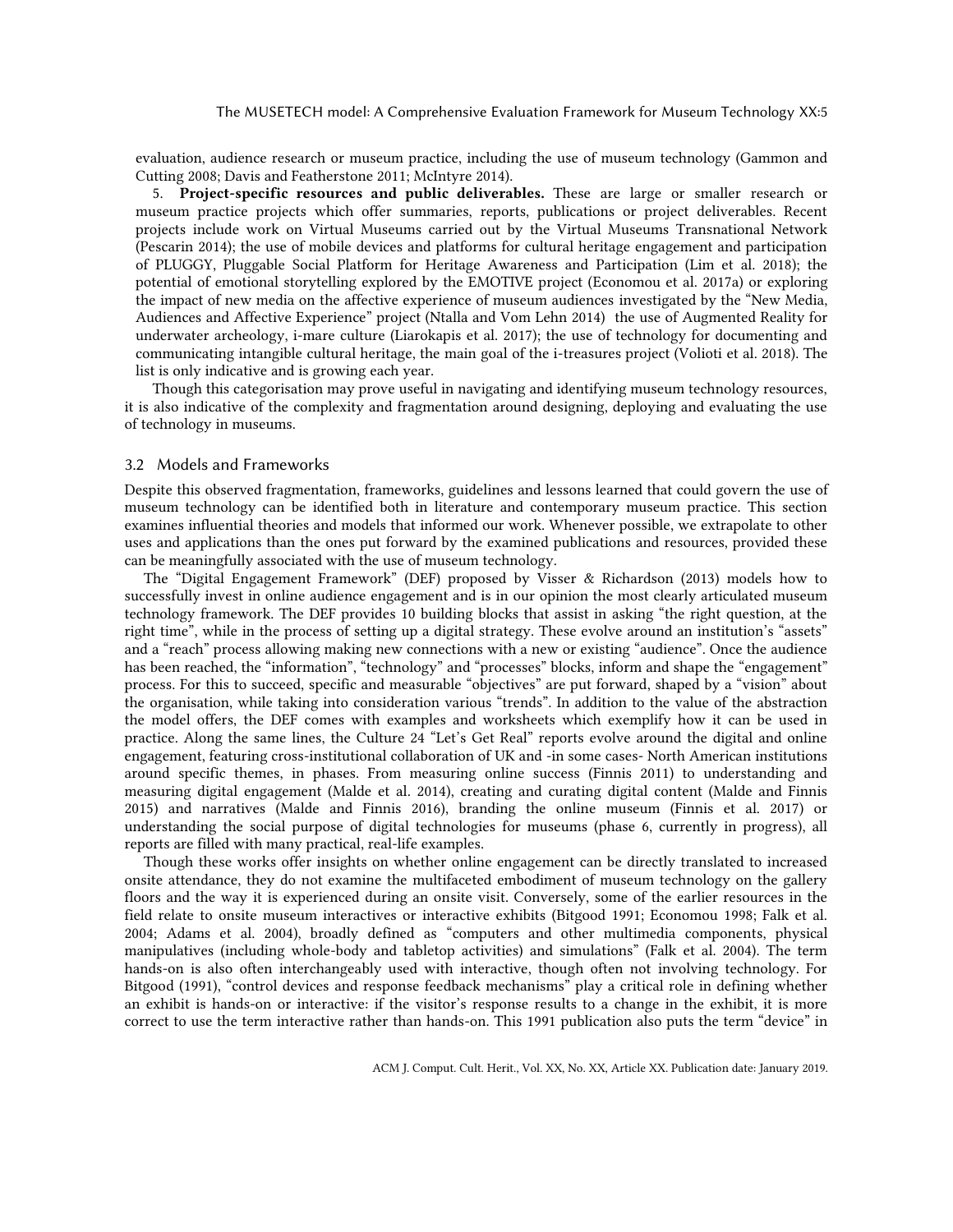evaluation, audience research or museum practice, including the use of museum technology (Gammon and Cutting 2008; Davis and Featherstone 2011; McIntyre 2014).

5. **Project-specific resources and public deliverables.** These are large or smaller research or museum practice projects which offer summaries, reports, publications or project deliverables. Recent projects include work on Virtual Museums carried out by the Virtual Museums Transnational Network (Pescarin 2014); the use of mobile devices and platforms for cultural heritage engagement and participation of PLUGGY, Pluggable Social Platform for Heritage Awareness and Participation (Lim et al. 2018); the potential of emotional storytelling explored by the EMOTIVE project (Economou et al. 2017a) or exploring the impact of new media on the affective experience of museum audiences investigated by the "New Media, Audiences and Affective Experience" project (Ntalla and Vom Lehn 2014) the use of Augmented Reality for underwater archeology, i-mare culture (Liarokapis et al. 2017); the use of technology for documenting and communicating intangible cultural heritage, the main goal of the i-treasures project (Volioti et al. 2018). The list is only indicative and is growing each year.

Though this categorisation may prove useful in navigating and identifying museum technology resources, it is also indicative of the complexity and fragmentation around designing, deploying and evaluating the use of technology in museums.

### 3.2 Models and Frameworks

Despite this observed fragmentation, frameworks, guidelines and lessons learned that could govern the use of museum technology can be identified both in literature and contemporary museum practice. This section examines influential theories and models that informed our work. Whenever possible, we extrapolate to other uses and applications than the ones put forward by the examined publications and resources, provided these can be meaningfully associated with the use of museum technology.

The "Digital Engagement Framework" (DEF) proposed by Visser & Richardson (2013) models how to successfully invest in online audience engagement and is in our opinion the most clearly articulated museum technology framework. The DEF provides 10 building blocks that assist in asking "the right question, at the right time", while in the process of setting up a digital strategy. These evolve around an institution's "assets" and a "reach" process allowing making new connections with a new or existing "audience". Once the audience has been reached, the "information", "technology" and "processes" blocks, inform and shape the "engagement" process. For this to succeed, specific and measurable "objectives" are put forward, shaped by a "vision" about the organisation, while taking into consideration various "trends". In addition to the value of the abstraction the model offers, the DEF comes with examples and worksheets which exemplify how it can be used in practice. Along the same lines, the Culture 24 "Let's Get Real" reports evolve around the digital and online engagement, featuring cross-institutional collaboration of UK and -in some cases- North American institutions around specific themes, in phases. From measuring online success (Finnis 2011) to understanding and measuring digital engagement (Malde et al. 2014), creating and curating digital content (Malde and Finnis 2015) and narratives (Malde and Finnis 2016), branding the online museum (Finnis et al. 2017) or understanding the social purpose of digital technologies for museums (phase 6, currently in progress), all reports are filled with many practical, real-life examples.

Though these works offer insights on whether online engagement can be directly translated to increased onsite attendance, they do not examine the multifaceted embodiment of museum technology on the gallery floors and the way it is experienced during an onsite visit. Conversely, some of the earlier resources in the field relate to onsite museum interactives or interactive exhibits (Bitgood 1991; Economou 1998; Falk et al. 2004; Adams et al. 2004), broadly defined as "computers and other multimedia components, physical manipulatives (including whole-body and tabletop activities) and simulations" (Falk et al. 2004). The term hands-on is also often interchangeably used with interactive, though often not involving technology. For Bitgood (1991), "control devices and response feedback mechanisms" play a critical role in defining whether an exhibit is hands-on or interactive: if the visitor's response results to a change in the exhibit, it is more correct to use the term interactive rather than hands-on. This 1991 publication also puts the term "device" in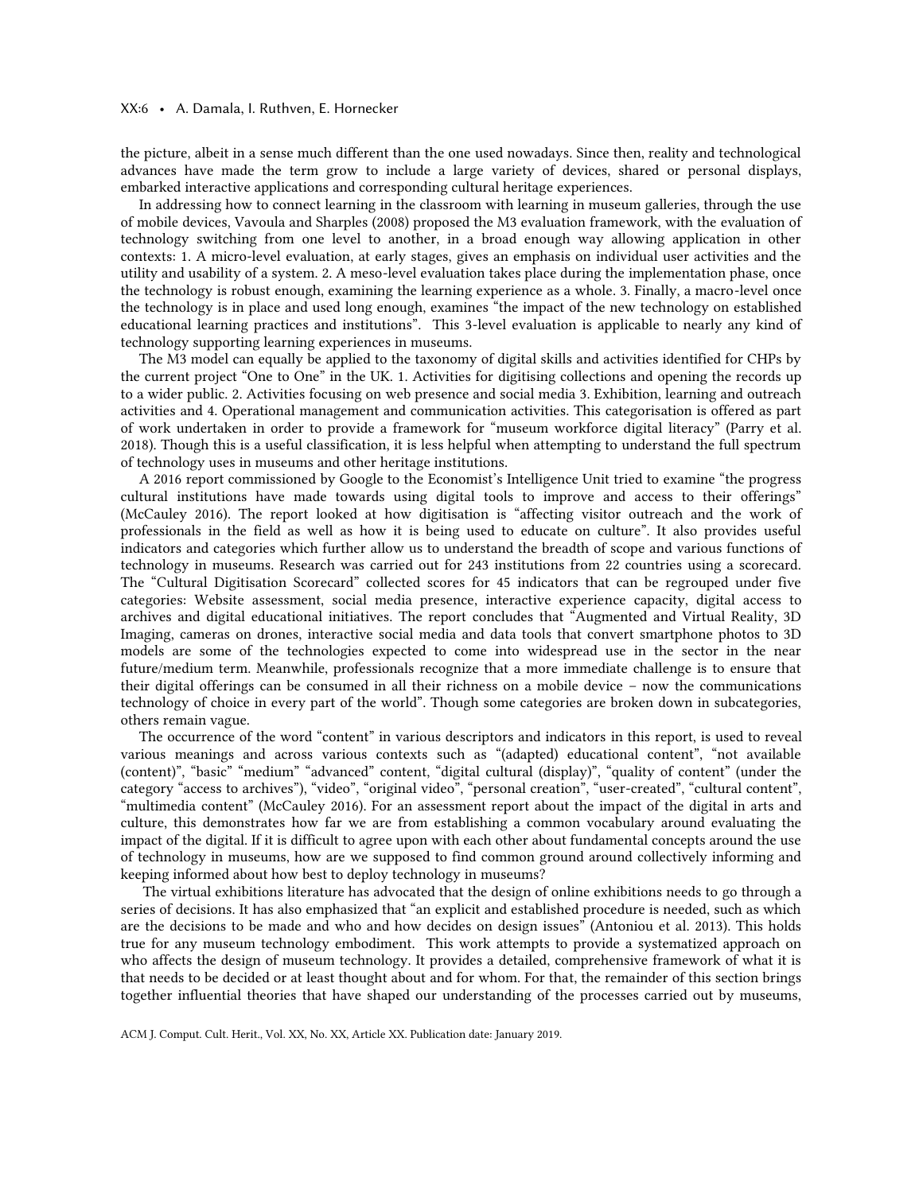the picture, albeit in a sense much different than the one used nowadays. Since then, reality and technological advances have made the term grow to include a large variety of devices, shared or personal displays, embarked interactive applications and corresponding cultural heritage experiences.

In addressing how to connect learning in the classroom with learning in museum galleries, through the use of mobile devices, Vavoula and Sharples (2008) proposed the M3 evaluation framework, with the evaluation of technology switching from one level to another, in a broad enough way allowing application in other contexts: 1. A micro-level evaluation, at early stages, gives an emphasis on individual user activities and the utility and usability of a system. 2. A meso-level evaluation takes place during the implementation phase, once the technology is robust enough, examining the learning experience as a whole. 3. Finally, a macro-level once the technology is in place and used long enough, examines "the impact of the new technology on established educational learning practices and institutions". This 3-level evaluation is applicable to nearly any kind of technology supporting learning experiences in museums.

The M3 model can equally be applied to the taxonomy of digital skills and activities identified for CHPs by the current project "One to One" in the UK. 1. Activities for digitising collections and opening the records up to a wider public. 2. Activities focusing on web presence and social media 3. Exhibition, learning and outreach activities and 4. Operational management and communication activities. This categorisation is offered as part of work undertaken in order to provide a framework for "museum workforce digital literacy" (Parry et al. 2018). Though this is a useful classification, it is less helpful when attempting to understand the full spectrum of technology uses in museums and other heritage institutions.

A 2016 report commissioned by Google to the Economist's Intelligence Unit tried to examine "the progress cultural institutions have made towards using digital tools to improve and access to their offerings" (McCauley 2016). The report looked at how digitisation is "affecting visitor outreach and the work of professionals in the field as well as how it is being used to educate on culture". It also provides useful indicators and categories which further allow us to understand the breadth of scope and various functions of technology in museums. Research was carried out for 243 institutions from 22 countries using a scorecard. The "Cultural Digitisation Scorecard" collected scores for 45 indicators that can be regrouped under five categories: Website assessment, social media presence, interactive experience capacity, digital access to archives and digital educational initiatives. The report concludes that "Augmented and Virtual Reality, 3D Imaging, cameras on drones, interactive social media and data tools that convert smartphone photos to 3D models are some of the technologies expected to come into widespread use in the sector in the near future/medium term. Meanwhile, professionals recognize that a more immediate challenge is to ensure that their digital offerings can be consumed in all their richness on a mobile device – now the communications technology of choice in every part of the world". Though some categories are broken down in subcategories, others remain vague.

The occurrence of the word "content" in various descriptors and indicators in this report, is used to reveal various meanings and across various contexts such as "(adapted) educational content", "not available (content)", "basic" "medium" "advanced" content, "digital cultural (display)", "quality of content" (under the category "access to archives"), "video", "original video", "personal creation", "user-created", "cultural content", "multimedia content" (McCauley 2016). For an assessment report about the impact of the digital in arts and culture, this demonstrates how far we are from establishing a common vocabulary around evaluating the impact of the digital. If it is difficult to agree upon with each other about fundamental concepts around the use of technology in museums, how are we supposed to find common ground around collectively informing and keeping informed about how best to deploy technology in museums?

The virtual exhibitions literature has advocated that the design of online exhibitions needs to go through a series of decisions. It has also emphasized that "an explicit and established procedure is needed, such as which are the decisions to be made and who and how decides on design issues" (Antoniou et al. 2013). This holds true for any museum technology embodiment. This work attempts to provide a systematized approach on who affects the design of museum technology. It provides a detailed, comprehensive framework of what it is that needs to be decided or at least thought about and for whom. For that, the remainder of this section brings together influential theories that have shaped our understanding of the processes carried out by museums,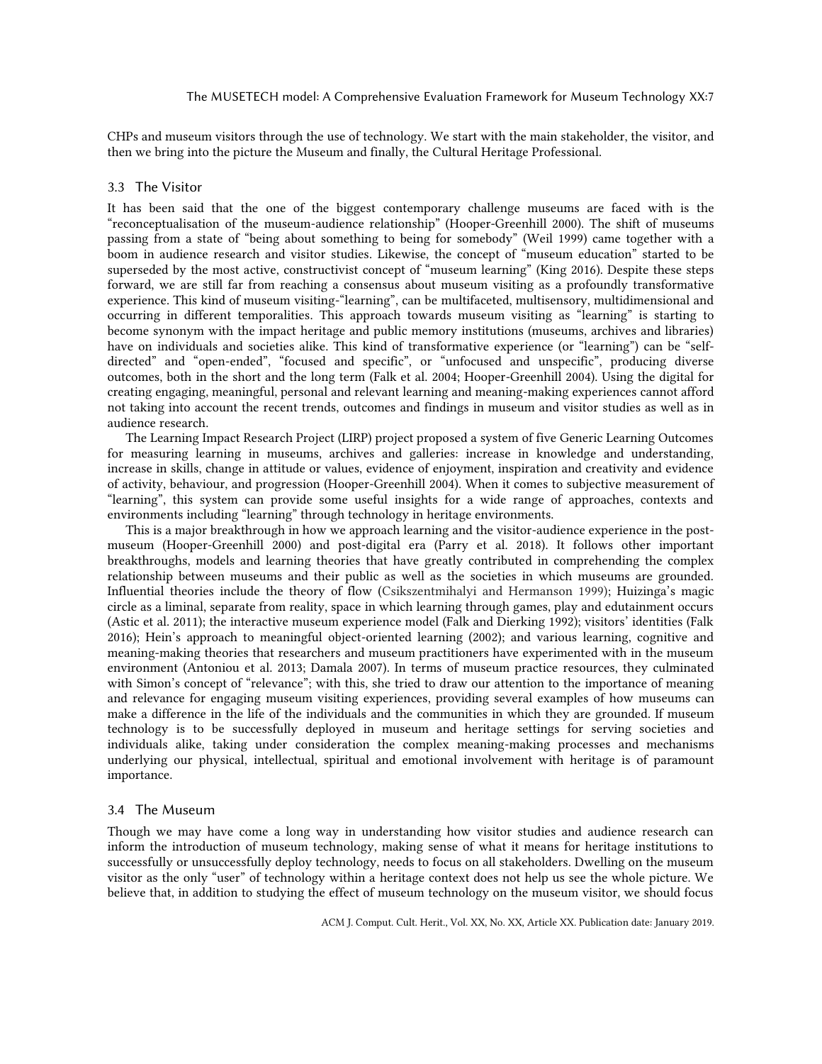CHPs and museum visitors through the use of technology. We start with the main stakeholder, the visitor, and then we bring into the picture the Museum and finally, the Cultural Heritage Professional.

### 3.3 The Visitor

It has been said that the one of the biggest contemporary challenge museums are faced with is the "reconceptualisation of the museum-audience relationship" (Hooper-Greenhill 2000). The shift of museums passing from a state of "being about something to being for somebody" (Weil 1999) came together with a boom in audience research and visitor studies. Likewise, the concept of "museum education" started to be superseded by the most active, constructivist concept of "museum learning" (King 2016). Despite these steps forward, we are still far from reaching a consensus about museum visiting as a profoundly transformative experience. This kind of museum visiting-"learning", can be multifaceted, multisensory, multidimensional and occurring in different temporalities. This approach towards museum visiting as "learning" is starting to become synonym with the impact heritage and public memory institutions (museums, archives and libraries) have on individuals and societies alike. This kind of transformative experience (or "learning") can be "self-directed" and "open-ended", "focused and specific", or "unfocused and unspecific", producing diverse outcomes, both in the short and the long term (Falk et al. 2004; Hooper-Greenhill 2004). Using the digital for creating engaging, meaningful, personal and relevant learning and meaning-making experiences cannot afford not taking into account the recent trends, outcomes and findings in museum and visitor studies as well as in audience research.

The Learning Impact Research Project (LIRP) project proposed a system of five Generic Learning Outcomes for measuring learning in museums, archives and galleries: increase in knowledge and understanding, increase in skills, change in attitude or values, evidence of enjoyment, inspiration and creativity and evidence of activity, behaviour, and progression (Hooper-Greenhill 2004). When it comes to subjective measurement of "learning", this system can provide some useful insights for a wide range of approaches, contexts and environments including "learning" through technology in heritage environments.

This is a major breakthrough in how we approach learning and the visitor-audience experience in the post-museum (Hooper-Greenhill 2000) and post-digital era (Parry et al. 2018). It follows other important breakthroughs, models and learning theories that have greatly contributed in comprehending the complex relationship between museums and their public as well as the societies in which museums are grounded. Influential theories include the theory of flow (Csikszentmihalyi and Hermanson 1999); Huizinga's magic circle as a liminal, separate from reality, space in which learning through games, play and edutainment occurs (Astic et al. 2011); the interactive museum experience model (Falk and Dierking 1992); visitors' identities (Falk 2016); Hein's approach to meaningful object-oriented learning (2002); and various learning, cognitive and meaning-making theories that researchers and museum practitioners have experimented with in the museum environment (Antoniou et al. 2013; Damala 2007). In terms of museum practice resources, they culminated with Simon's concept of "relevance"; with this, she tried to draw our attention to the importance of meaning and relevance for engaging museum visiting experiences, providing several examples of how museums can make a difference in the life of the individuals and the communities in which they are grounded. If museum technology is to be successfully deployed in museum and heritage settings for serving societies and individuals alike, taking under consideration the complex meaning-making processes and mechanisms underlying our physical, intellectual, spiritual and emotional involvement with heritage is of paramount importance.

### 3.4 The Museum

Though we may have come a long way in understanding how visitor studies and audience research can inform the introduction of museum technology, making sense of what it means for heritage institutions to successfully or unsuccessfully deploy technology, needs to focus on all stakeholders. Dwelling on the museum visitor as the only "user" of technology within a heritage context does not help us see the whole picture. We believe that, in addition to studying the effect of museum technology on the museum visitor, we should focus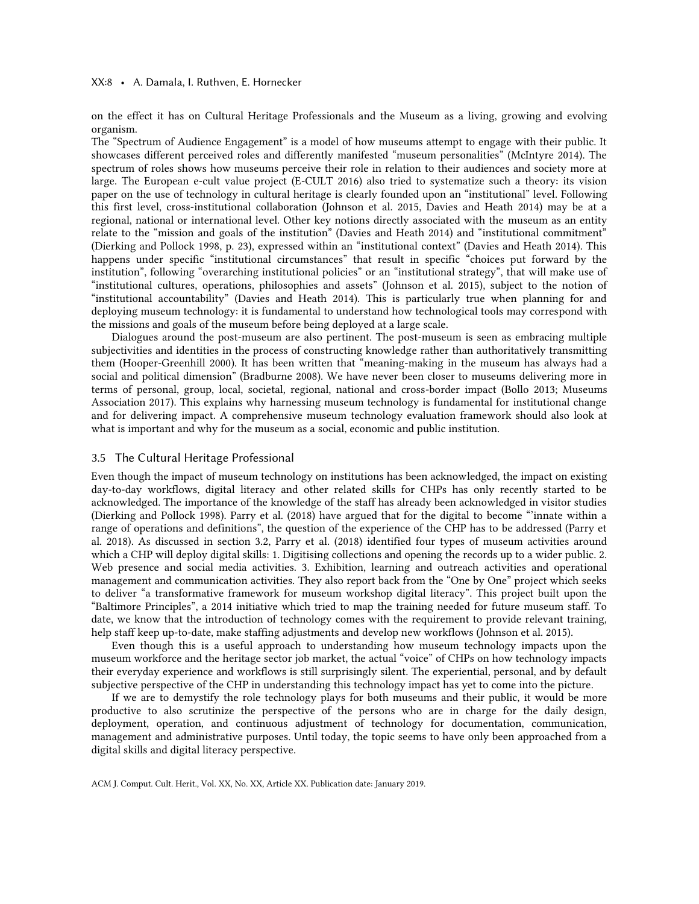on the effect it has on Cultural Heritage Professionals and the Museum as a living, growing and evolving organism.

The "Spectrum of Audience Engagement" is a model of how museums attempt to engage with their public. It showcases different perceived roles and differently manifested "museum personalities" (McIntyre 2014). The spectrum of roles shows how museums perceive their role in relation to their audiences and society more at large. The European e-cult value project (E-CULT 2016) also tried to systematize such a theory: its vision paper on the use of technology in cultural heritage is clearly founded upon an "institutional" level. Following this first level, cross-institutional collaboration (Johnson et al. 2015, Davies and Heath 2014) may be at a regional, national or international level. Other key notions directly associated with the museum as an entity relate to the "mission and goals of the institution" (Davies and Heath 2014) and "institutional commitment" (Dierking and Pollock 1998, p. 23), expressed within an "institutional context" (Davies and Heath 2014). This happens under specific "institutional circumstances" that result in specific "choices put forward by the institution", following "overarching institutional policies" or an "institutional strategy", that will make use of "institutional cultures, operations, philosophies and assets" (Johnson et al. 2015), subject to the notion of "institutional accountability" (Davies and Heath 2014). This is particularly true when planning for and deploying museum technology: it is fundamental to understand how technological tools may correspond with the missions and goals of the museum before being deployed at a large scale.

Dialogues around the post-museum are also pertinent. The post-museum is seen as embracing multiple subjectivities and identities in the process of constructing knowledge rather than authoritatively transmitting them (Hooper-Greenhill 2000). It has been written that "meaning-making in the museum has always had a social and political dimension" (Bradburne 2008). We have never been closer to museums delivering more in terms of personal, group, local, societal, regional, national and cross-border impact (Bollo 2013; Museums Association 2017). This explains why harnessing museum technology is fundamental for institutional change and for delivering impact. A comprehensive museum technology evaluation framework should also look at what is important and why for the museum as a social, economic and public institution.

### 3.5 The Cultural Heritage Professional

Even though the impact of museum technology on institutions has been acknowledged, the impact on existing day-to-day workflows, digital literacy and other related skills for CHPs has only recently started to be acknowledged. The importance of the knowledge of the staff has already been acknowledged in visitor studies (Dierking and Pollock 1998). Parry et al. (2018) have argued that for the digital to become "'innate within a range of operations and definitions", the question of the experience of the CHP has to be addressed (Parry et al. 2018). As discussed in section 3.2, Parry et al. (2018) identified four types of museum activities around which a CHP will deploy digital skills: 1. Digitising collections and opening the records up to a wider public. 2. Web presence and social media activities. 3. Exhibition, learning and outreach activities and operational management and communication activities. They also report back from the "One by One" project which seeks to deliver "a transformative framework for museum workshop digital literacy". This project built upon the "Baltimore Principles", a 2014 initiative which tried to map the training needed for future museum staff. To date, we know that the introduction of technology comes with the requirement to provide relevant training, help staff keep up-to-date, make staffing adjustments and develop new workflows (Johnson et al. 2015).

Even though this is a useful approach to understanding how museum technology impacts upon the museum workforce and the heritage sector job market, the actual "voice" of CHPs on how technology impacts their everyday experience and workflows is still surprisingly silent. The experiential, personal, and by default subjective perspective of the CHP in understanding this technology impact has yet to come into the picture.

If we are to demystify the role technology plays for both museums and their public, it would be more productive to also scrutinize the perspective of the persons who are in charge for the daily design, deployment, operation, and continuous adjustment of technology for documentation, communication, management and administrative purposes. Until today, the topic seems to have only been approached from a digital skills and digital literacy perspective.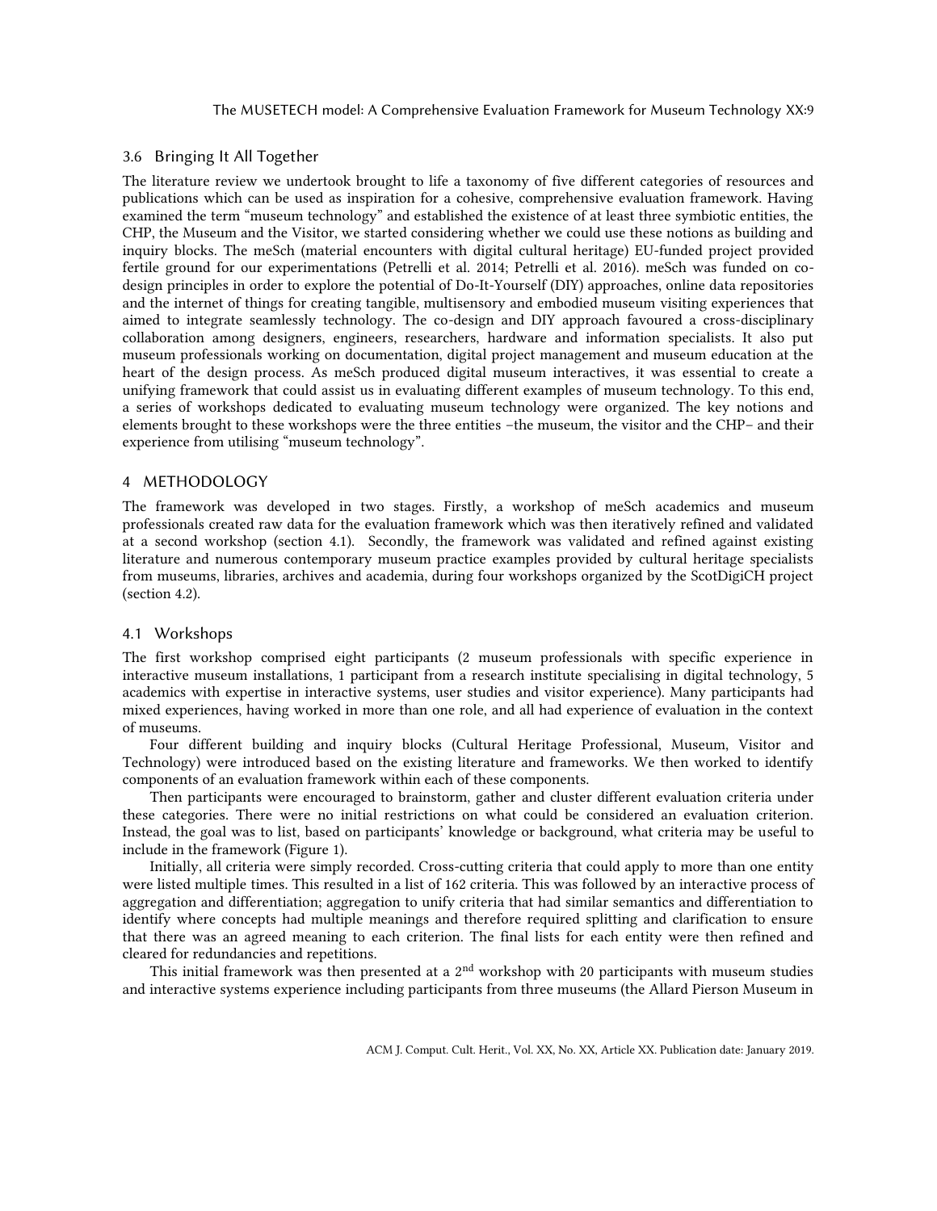### 3.6 Bringing It All Together

The literature review we undertook brought to life a taxonomy of five different categories of resources and publications which can be used as inspiration for a cohesive, comprehensive evaluation framework. Having examined the term "museum technology" and established the existence of at least three symbiotic entities, the CHP, the Museum and the Visitor, we started considering whether we could use these notions as building and inquiry blocks. The meSch (material encounters with digital cultural heritage) EU-funded project provided fertile ground for our experimentations (Petrelli et al. 2014; Petrelli et al. 2016). meSch was funded on co-design principles in order to explore the potential of Do-It-Yourself (DIY) approaches, online data repositories and the internet of things for creating tangible, multisensory and embodied museum visiting experiences that aimed to integrate seamlessly technology. The co-design and DIY approach favoured a cross-disciplinary collaboration among designers, engineers, researchers, hardware and information specialists. It also put museum professionals working on documentation, digital project management and museum education at the heart of the design process. As meSch produced digital museum interactives, it was essential to create a unifying framework that could assist us in evaluating different examples of museum technology. To this end, a series of workshops dedicated to evaluating museum technology were organized. The key notions and elements brought to these workshops were the three entities –the museum, the visitor and the CHP– and their experience from utilising "museum technology".

## 4 METHODOLOGY

The framework was developed in two stages. Firstly, a workshop of meSch academics and museum professionals created raw data for the evaluation framework which was then iteratively refined and validated at a second workshop (section 4.1). Secondly, the framework was validated and refined against existing literature and numerous contemporary museum practice examples provided by cultural heritage specialists from museums, libraries, archives and academia, during four workshops organized by the ScotDigiCH project (section 4.2).

### 4.1 Workshops

The first workshop comprised eight participants (2 museum professionals with specific experience in interactive museum installations, 1 participant from a research institute specialising in digital technology, 5 academics with expertise in interactive systems, user studies and visitor experience). Many participants had mixed experiences, having worked in more than one role, and all had experience of evaluation in the context of museums.

Four different building and inquiry blocks (Cultural Heritage Professional, Museum, Visitor and Technology) were introduced based on the existing literature and frameworks. We then worked to identify components of an evaluation framework within each of these components.

Then participants were encouraged to brainstorm, gather and cluster different evaluation criteria under these categories. There were no initial restrictions on what could be considered an evaluation criterion. Instead, the goal was to list, based on participants' knowledge or background, what criteria may be useful to include in the framework (Figure 1).

Initially, all criteria were simply recorded. Cross-cutting criteria that could apply to more than one entity were listed multiple times. This resulted in a list of 162 criteria. This was followed by an interactive process of aggregation and differentiation; aggregation to unify criteria that had similar semantics and differentiation to identify where concepts had multiple meanings and therefore required splitting and clarification to ensure that there was an agreed meaning to each criterion. The final lists for each entity were then refined and cleared for redundancies and repetitions.

This initial framework was then presented at a 2nd workshop with 20 participants with museum studies and interactive systems experience including participants from three museums (the Allard Pierson Museum in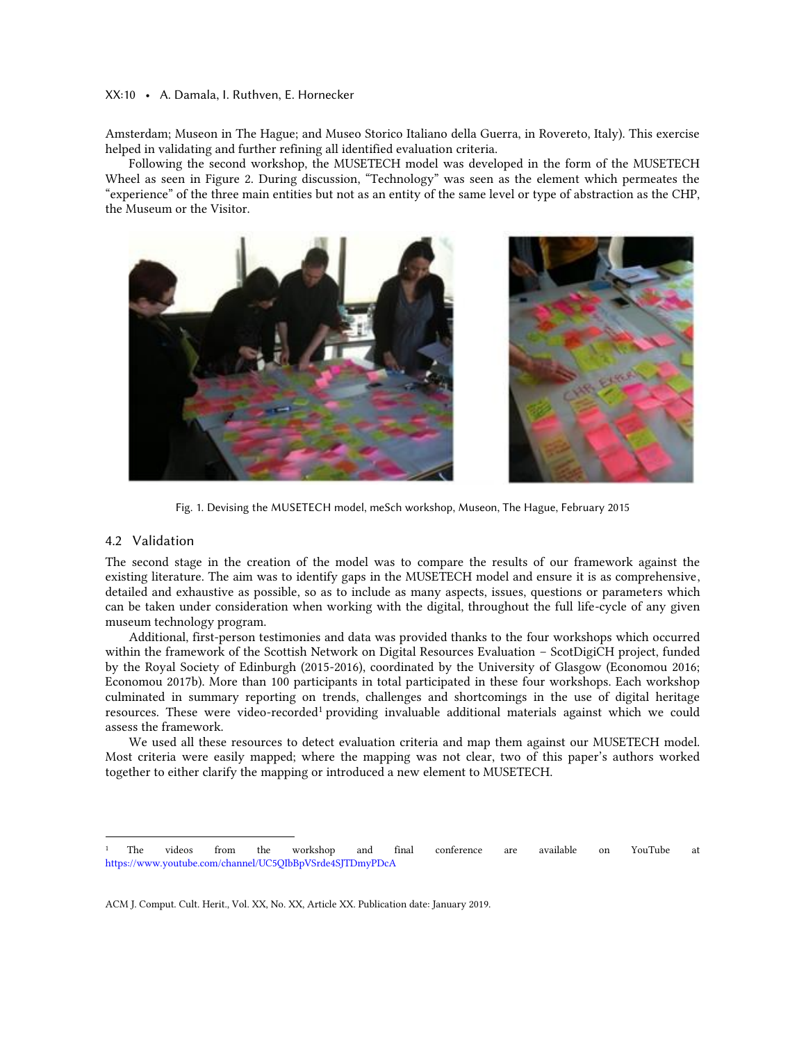Amsterdam; Museon in The Hague; and Museo Storico Italiano della Guerra, in Rovereto, Italy). This exercise helped in validating and further refining all identified evaluation criteria.

Following the second workshop, the MUSETECH model was developed in the form of the MUSETECH Wheel as seen in Figure 2. During discussion, "Technology" was seen as the element which permeates the "experience" of the three main entities but not as an entity of the same level or type of abstraction as the CHP, the Museum or the Visitor.

Fig. 1. Devising the MUSETECH model, meSch workshop, Museon, The Hague, February 2015

## 4.2 Validation

The second stage in the creation of the model was to compare the results of our framework against the existing literature. The aim was to identify gaps in the MUSETECH model and ensure it is as comprehensive, detailed and exhaustive as possible, so as to include as many aspects, issues, questions or parameters which can be taken under consideration when working with the digital, throughout the full life-cycle of any given museum technology program.

Additional, first-person testimonies and data was provided thanks to the four workshops which occurred within the framework of the Scottish Network on Digital Resources Evaluation – ScotDigiCH project, funded by the Royal Society of Edinburgh (2015-2016), coordinated by the University of Glasgow (Economou 2016; Economou 2017b). More than 100 participants in total participated in these four workshops. Each workshop culminated in summary reporting on trends, challenges and shortcomings in the use of digital heritage resources. These were video-recorded[1] providing invaluable additional materials against which we could assess the framework.

We used all these resources to detect evaluation criteria and map them against our MUSETECH model. Most criteria were easily mapped; where the mapping was not clear, two of this paper's authors worked together to either clarify the mapping or introduced a new element to MUSETECH.

---

[1] The videos from the workshop and final conference are available on YouTube at https://www.youtube.com/channel/UC5QIbBpVSrde4SJTDmyPDcA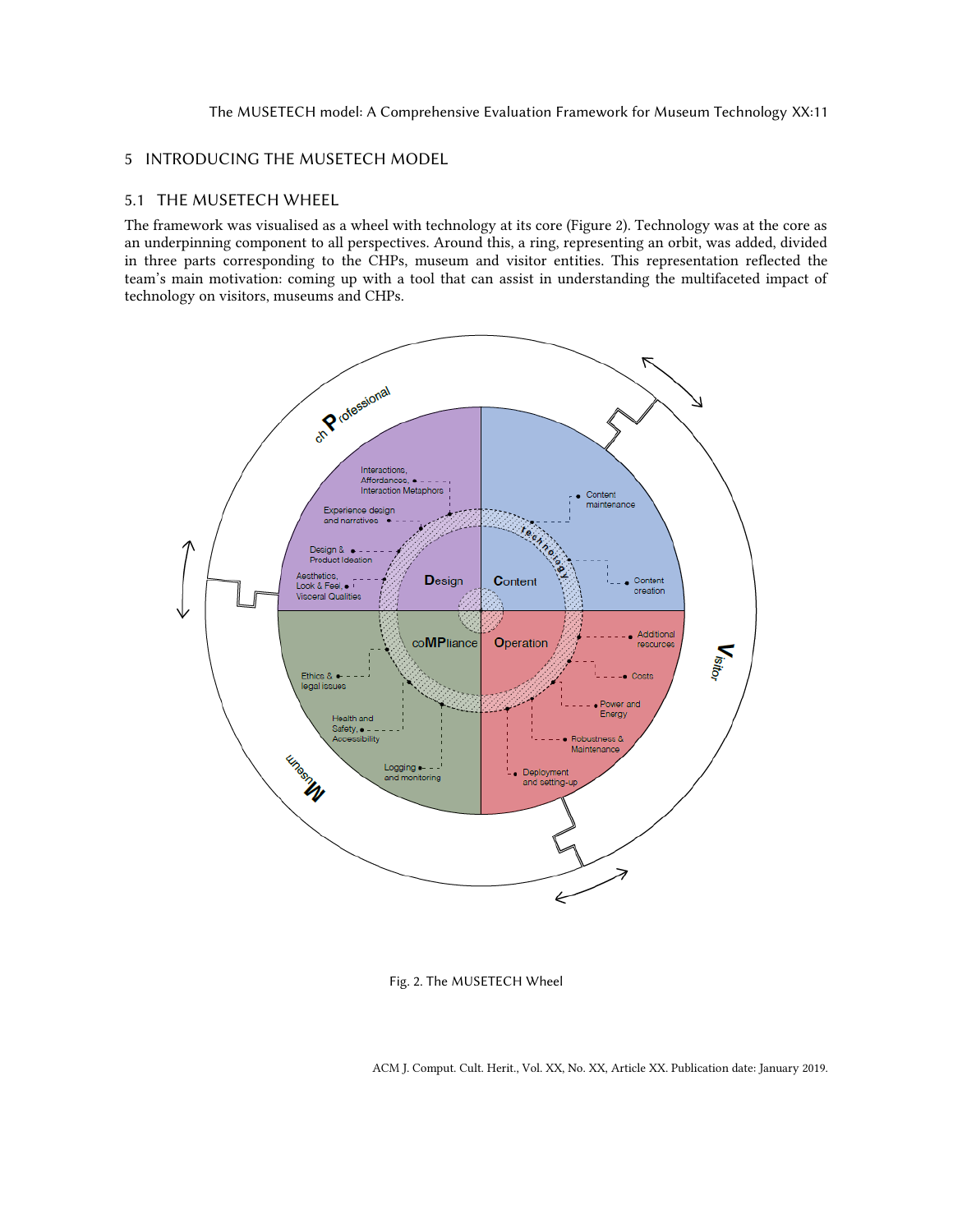## 5 INTRODUCING THE MUSETECH MODEL

### 5.1 THE MUSETECH WHEEL

The framework was visualised as a wheel with technology at its core (Figure 2). Technology was at the core as an underpinning component to all perspectives. Around this, a ring, representing an orbit, was added, divided in three parts corresponding to the CHPs, museum and visitor entities. This representation reflected the team's main motivation: coming up with a tool that can assist in understanding the multifaceted impact of technology on visitors, museums and CHPs.

Fig. 2. The MUSETECH Wheel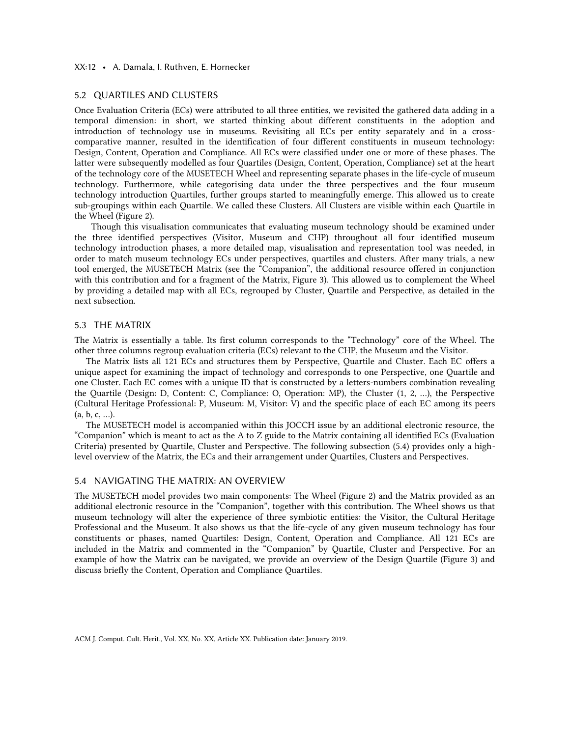## 5.2 QUARTILES AND CLUSTERS

Once Evaluation Criteria (ECs) were attributed to all three entities, we revisited the gathered data adding in a temporal dimension: in short, we started thinking about different constituents in the adoption and introduction of technology use in museums. Revisiting all ECs per entity separately and in a cross-comparative manner, resulted in the identification of four different constituents in museum technology: Design, Content, Operation and Compliance. All ECs were classified under one or more of these phases. The latter were subsequently modelled as four Quartiles (Design, Content, Operation, Compliance) set at the heart of the technology core of the MUSETECH Wheel and representing separate phases in the life-cycle of museum technology. Furthermore, while categorising data under the three perspectives and the four museum technology introduction Quartiles, further groups started to meaningfully emerge. This allowed us to create sub-groupings within each Quartile. We called these Clusters. All Clusters are visible within each Quartile in the Wheel (Figure 2).

Though this visualisation communicates that evaluating museum technology should be examined under the three identified perspectives (Visitor, Museum and CHP) throughout all four identified museum technology introduction phases, a more detailed map, visualisation and representation tool was needed, in order to match museum technology ECs under perspectives, quartiles and clusters. After many trials, a new tool emerged, the MUSETECH Matrix (see the "Companion", the additional resource offered in conjunction with this contribution and for a fragment of the Matrix, Figure 3). This allowed us to complement the Wheel by providing a detailed map with all ECs, regrouped by Cluster, Quartile and Perspective, as detailed in the next subsection.

## 5.3 THE MATRIX

The Matrix is essentially a table. Its first column corresponds to the "Technology" core of the Wheel. The other three columns regroup evaluation criteria (ECs) relevant to the CHP, the Museum and the Visitor.

The Matrix lists all 121 ECs and structures them by Perspective, Quartile and Cluster. Each EC offers a unique aspect for examining the impact of technology and corresponds to one Perspective, one Quartile and one Cluster. Each EC comes with a unique ID that is constructed by a letters-numbers combination revealing the Quartile (Design: D, Content: C, Compliance: O, Operation: MP), the Cluster (1, 2, …), the Perspective (Cultural Heritage Professional: P, Museum: M, Visitor: V) and the specific place of each EC among its peers (a, b, c, …).

The MUSETECH model is accompanied within this JOCCH issue by an additional electronic resource, the "Companion" which is meant to act as the A to Z guide to the Matrix containing all identified ECs (Evaluation Criteria) presented by Quartile, Cluster and Perspective. The following subsection (5.4) provides only a high-level overview of the Matrix, the ECs and their arrangement under Quartiles, Clusters and Perspectives.

## 5.4 NAVIGATING THE MATRIX: AN OVERVIEW

The MUSETECH model provides two main components: The Wheel (Figure 2) and the Matrix provided as an additional electronic resource in the "Companion", together with this contribution. The Wheel shows us that museum technology will alter the experience of three symbiotic entities: the Visitor, the Cultural Heritage Professional and the Museum. It also shows us that the life-cycle of any given museum technology has four constituents or phases, named Quartiles: Design, Content, Operation and Compliance. All 121 ECs are included in the Matrix and commented in the "Companion" by Quartile, Cluster and Perspective. For an example of how the Matrix can be navigated, we provide an overview of the Design Quartile (Figure 3) and discuss briefly the Content, Operation and Compliance Quartiles.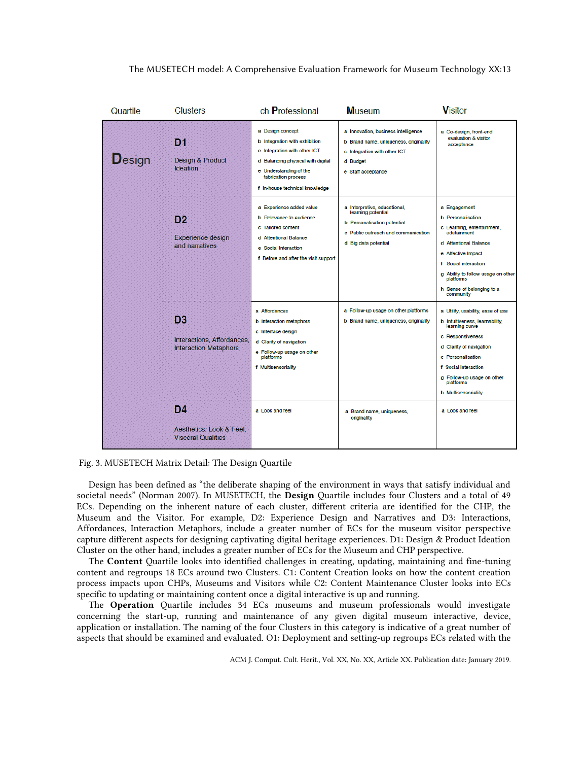| Quartile | Clusters | ch Professional | Museum | Visitor |
|---|---|---|---|---|
| Design | **D1** Design & Product Ideation | a Design concept<br>b Integration with exhibition<br>c Integration with other ICT<br>d Balancing physical with digital<br>e Understanding of the fabrication process<br>f In-house technical knowledge | a Innovation, business intelligence<br>b Brand name, uniqueness, originality<br>c Integration with other ICT<br>d Budget<br>e Staff acceptance | a Co-design, front-end evaluation & visitor acceptance |
| | **D2** Experience design and narratives | a Experience added value<br>b Relevance to audience<br>c Tailored content<br>d Attentional Balance<br>e Social Interaction<br>f Before and after the visit support | a Interpretive, educational, learning potential<br>b Personalisation potential<br>c Public outreach and communication<br>d Big data potential | a Engagement<br>b Personalisation<br>c Learning, entertainment, edutainment<br>d Attentional Balance<br>e Affective Impact<br>f Social interaction<br>g Ability to follow usage on other platforms<br>h Sense of belonging to a community |
| | **D3** Interactions, Affordances, Interaction Metaphors | a Affordances<br>b interaction metaphors<br>c Interface design<br>d Clarity of navigation<br>e Follow-up usage on other platforms<br>f Multisensoriality | a Follow-up usage on other platforms<br>b Brand name, uniqueness, originality | a Utility, usability, ease of use<br>b Intuitiveness, learnability, learning curve<br>c Responsiveness<br>d Clarity of navigation<br>e Personalisation<br>f Social interaction<br>g Follow-up usage on other platforms<br>h Multisensoriality |
| | **D4** Aesthetics, Look & Feel, Visceral Qualities | a Look and feel | a Brand name, uniqueness, originality | a Look and feel |

Fig. 3. MUSETECH Matrix Detail: The Design Quartile

Design has been defined as "the deliberate shaping of the environment in ways that satisfy individual and societal needs" (Norman 2007). In MUSETECH, the **Design** Quartile includes four Clusters and a total of 49 ECs. Depending on the inherent nature of each cluster, different criteria are identified for the CHP, the Museum and the Visitor. For example, D2: Experience Design and Narratives and D3: Interactions, Affordances, Interaction Metaphors, include a greater number of ECs for the museum visitor perspective capture different aspects for designing captivating digital heritage experiences. D1: Design & Product Ideation Cluster on the other hand, includes a greater number of ECs for the Museum and CHP perspective.

The **Content** Quartile looks into identified challenges in creating, updating, maintaining and fine-tuning content and regroups 18 ECs around two Clusters. C1: Content Creation looks on how the content creation process impacts upon CHPs, Museums and Visitors while C2: Content Maintenance Cluster looks into ECs specific to updating or maintaining content once a digital interactive is up and running.

The **Operation** Quartile includes 34 ECs museums and museum professionals would investigate concerning the start-up, running and maintenance of any given digital museum interactive, device, application or installation. The naming of the four Clusters in this category is indicative of a great number of aspects that should be examined and evaluated. O1: Deployment and setting-up regroups ECs related with the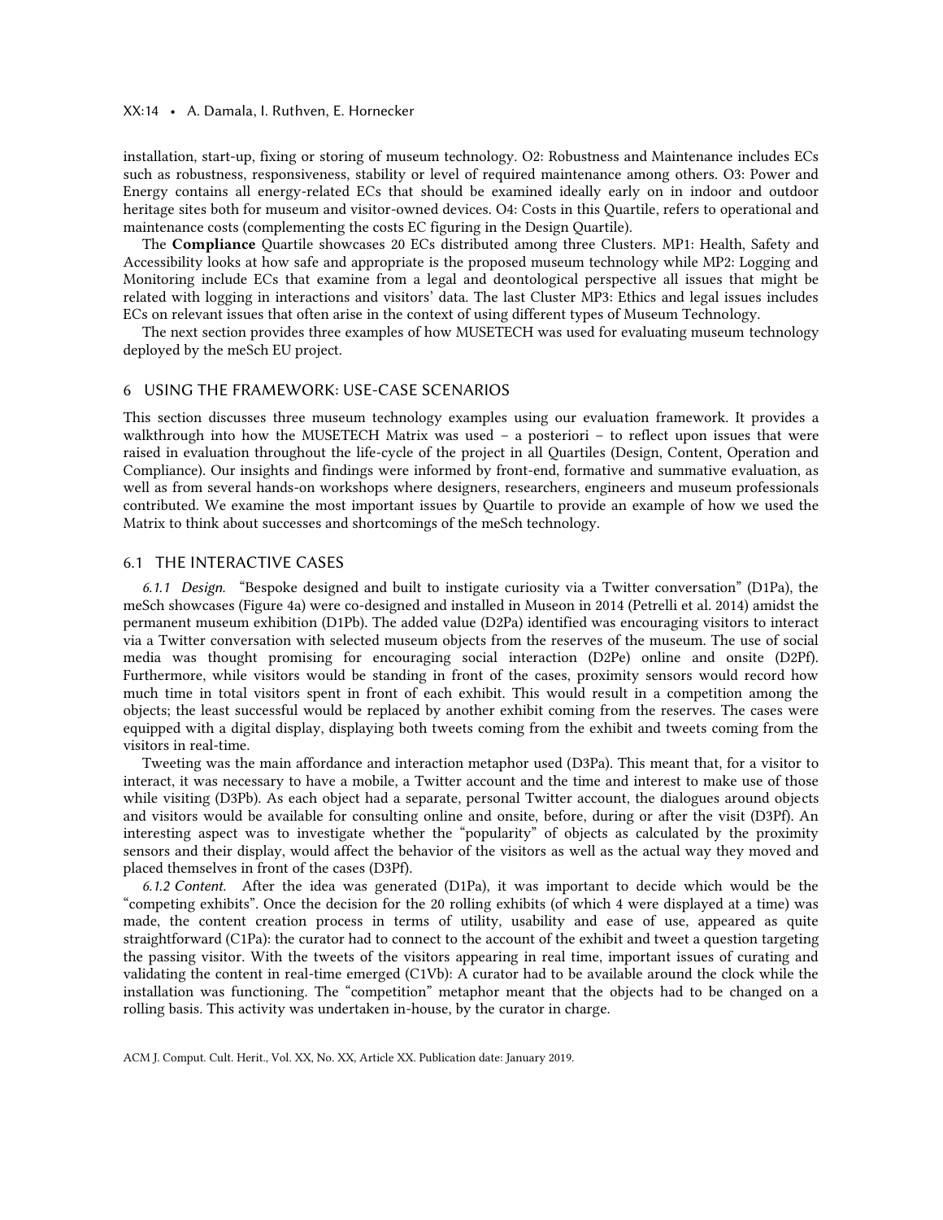installation, start-up, fixing or storing of museum technology. O2: Robustness and Maintenance includes ECs such as robustness, responsiveness, stability or level of required maintenance among others. O3: Power and Energy contains all energy-related ECs that should be examined ideally early on in indoor and outdoor heritage sites both for museum and visitor-owned devices. O4: Costs in this Quartile, refers to operational and maintenance costs (complementing the costs EC figuring in the Design Quartile).

The **Compliance** Quartile showcases 20 ECs distributed among three Clusters. MP1: Health, Safety and Accessibility looks at how safe and appropriate is the proposed museum technology while MP2: Logging and Monitoring include ECs that examine from a legal and deontological perspective all issues that might be related with logging in interactions and visitors' data. The last Cluster MP3: Ethics and legal issues includes ECs on relevant issues that often arise in the context of using different types of Museum Technology.

The next section provides three examples of how MUSETECH was used for evaluating museum technology deployed by the meSch EU project.

## 6 USING THE FRAMEWORK: USE-CASE SCENARIOS

This section discusses three museum technology examples using our evaluation framework. It provides a walkthrough into how the MUSETECH Matrix was used – a posteriori – to reflect upon issues that were raised in evaluation throughout the life-cycle of the project in all Quartiles (Design, Content, Operation and Compliance). Our insights and findings were informed by front-end, formative and summative evaluation, as well as from several hands-on workshops where designers, researchers, engineers and museum professionals contributed. We examine the most important issues by Quartile to provide an example of how we used the Matrix to think about successes and shortcomings of the meSch technology.

### 6.1 THE INTERACTIVE CASES

*6.1.1 Design.* "Bespoke designed and built to instigate curiosity via a Twitter conversation" (D1Pa), the meSch showcases (Figure 4a) were co-designed and installed in Museon in 2014 (Petrelli et al. 2014) amidst the permanent museum exhibition (D1Pb). The added value (D2Pa) identified was encouraging visitors to interact via a Twitter conversation with selected museum objects from the reserves of the museum. The use of social media was thought promising for encouraging social interaction (D2Pe) online and onsite (D2Pf). Furthermore, while visitors would be standing in front of the cases, proximity sensors would record how much time in total visitors spent in front of each exhibit. This would result in a competition among the objects; the least successful would be replaced by another exhibit coming from the reserves. The cases were equipped with a digital display, displaying both tweets coming from the exhibit and tweets coming from the visitors in real-time.

Tweeting was the main affordance and interaction metaphor used (D3Pa). This meant that, for a visitor to interact, it was necessary to have a mobile, a Twitter account and the time and interest to make use of those while visiting (D3Pb). As each object had a separate, personal Twitter account, the dialogues around objects and visitors would be available for consulting online and onsite, before, during or after the visit (D3Pf). An interesting aspect was to investigate whether the "popularity" of objects as calculated by the proximity sensors and their display, would affect the behavior of the visitors as well as the actual way they moved and placed themselves in front of the cases (D3Pf).

*6.1.2 Content.* After the idea was generated (D1Pa), it was important to decide which would be the "competing exhibits". Once the decision for the 20 rolling exhibits (of which 4 were displayed at a time) was made, the content creation process in terms of utility, usability and ease of use, appeared as quite straightforward (C1Pa): the curator had to connect to the account of the exhibit and tweet a question targeting the passing visitor. With the tweets of the visitors appearing in real time, important issues of curating and validating the content in real-time emerged (C1Vb): A curator had to be available around the clock while the installation was functioning. The "competition" metaphor meant that the objects had to be changed on a rolling basis. This activity was undertaken in-house, by the curator in charge.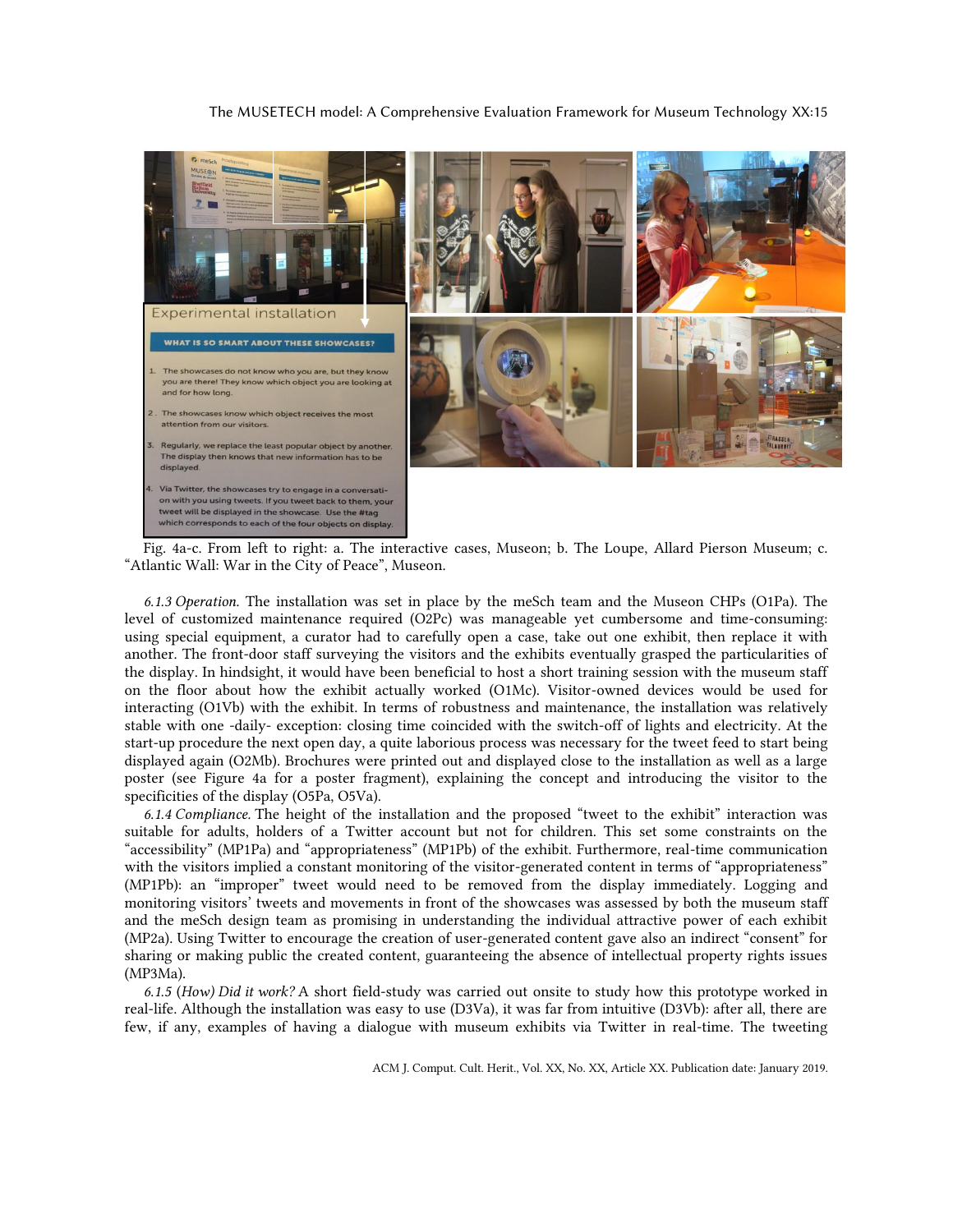Fig. 4a-c. From left to right: a. The interactive cases, Museon; b. The Loupe, Allard Pierson Museum; c. "Atlantic Wall: War in the City of Peace", Museon.

*6.1.3 Operation.* The installation was set in place by the meSch team and the Museon CHPs (O1Pa). The level of customized maintenance required (O2Pc) was manageable yet cumbersome and time-consuming: using special equipment, a curator had to carefully open a case, take out one exhibit, then replace it with another. The front-door staff surveying the visitors and the exhibits eventually grasped the particularities of the display. In hindsight, it would have been beneficial to host a short training session with the museum staff on the floor about how the exhibit actually worked (O1Mc). Visitor-owned devices would be used for interacting (O1Vb) with the exhibit. In terms of robustness and maintenance, the installation was relatively stable with one -daily- exception: closing time coincided with the switch-off of lights and electricity. At the start-up procedure the next open day, a quite laborious process was necessary for the tweet feed to start being displayed again (O2Mb). Brochures were printed out and displayed close to the installation as well as a large poster (see Figure 4a for a poster fragment), explaining the concept and introducing the visitor to the specificities of the display (O5Pa, O5Va).

*6.1.4 Compliance.* The height of the installation and the proposed "tweet to the exhibit" interaction was suitable for adults, holders of a Twitter account but not for children. This set some constraints on the "accessibility" (MP1Pa) and "appropriateness" (MP1Pb) of the exhibit. Furthermore, real-time communication with the visitors implied a constant monitoring of the visitor-generated content in terms of "appropriateness" (MP1Pb): an "improper" tweet would need to be removed from the display immediately. Logging and monitoring visitors' tweets and movements in front of the showcases was assessed by both the museum staff and the meSch design team as promising in understanding the individual attractive power of each exhibit (MP2a). Using Twitter to encourage the creation of user-generated content gave also an indirect "consent" for sharing or making public the created content, guaranteeing the absence of intellectual property rights issues (MP3Ma).

*6.1.5 (How) Did it work?* A short field-study was carried out onsite to study how this prototype worked in real-life. Although the installation was easy to use (D3Va), it was far from intuitive (D3Vb): after all, there are few, if any, examples of having a dialogue with museum exhibits via Twitter in real-time. The tweeting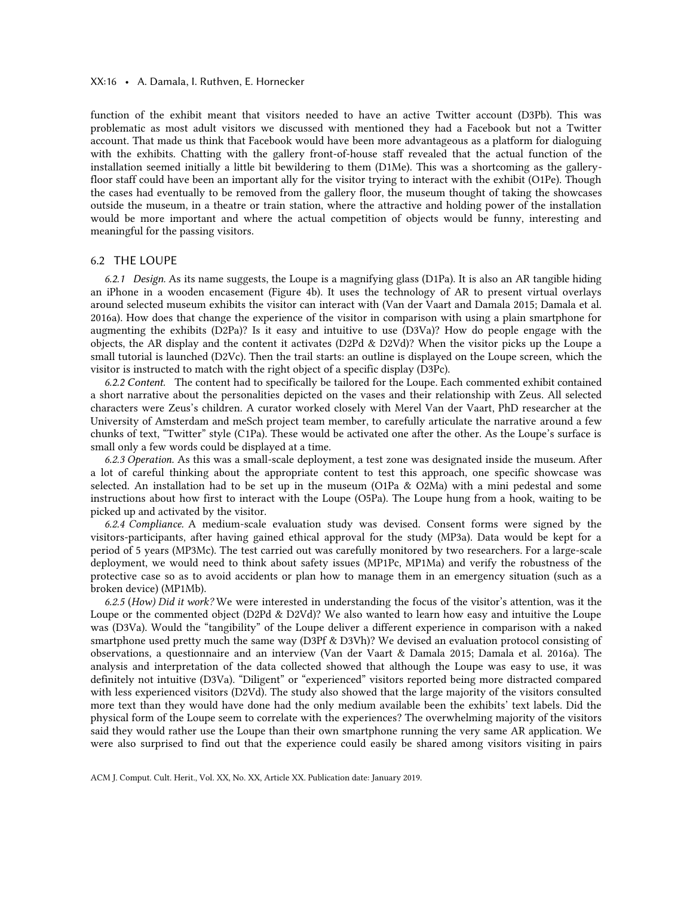function of the exhibit meant that visitors needed to have an active Twitter account (D3Pb). This was problematic as most adult visitors we discussed with mentioned they had a Facebook but not a Twitter account. That made us think that Facebook would have been more advantageous as a platform for dialoguing with the exhibits. Chatting with the gallery front-of-house staff revealed that the actual function of the installation seemed initially a little bit bewildering to them (D1Me). This was a shortcoming as the gallery-floor staff could have been an important ally for the visitor trying to interact with the exhibit (O1Pe). Though the cases had eventually to be removed from the gallery floor, the museum thought of taking the showcases outside the museum, in a theatre or train station, where the attractive and holding power of the installation would be more important and where the actual competition of objects would be funny, interesting and meaningful for the passing visitors.

## 6.2 THE LOUPE

*6.2.1 Design.* As its name suggests, the Loupe is a magnifying glass (D1Pa). It is also an AR tangible hiding an iPhone in a wooden encasement (Figure 4b). It uses the technology of AR to present virtual overlays around selected museum exhibits the visitor can interact with (Van der Vaart and Damala 2015; Damala et al. 2016a). How does that change the experience of the visitor in comparison with using a plain smartphone for augmenting the exhibits (D2Pa)? Is it easy and intuitive to use (D3Va)? How do people engage with the objects, the AR display and the content it activates (D2Pd & D2Vd)? When the visitor picks up the Loupe a small tutorial is launched (D2Vc). Then the trail starts: an outline is displayed on the Loupe screen, which the visitor is instructed to match with the right object of a specific display (D3Pc).

*6.2.2 Content.* The content had to specifically be tailored for the Loupe. Each commented exhibit contained a short narrative about the personalities depicted on the vases and their relationship with Zeus. All selected characters were Zeus's children. A curator worked closely with Merel Van der Vaart, PhD researcher at the University of Amsterdam and meSch project team member, to carefully articulate the narrative around a few chunks of text, "Twitter" style (C1Pa). These would be activated one after the other. As the Loupe's surface is small only a few words could be displayed at a time.

*6.2.3 Operation.* As this was a small-scale deployment, a test zone was designated inside the museum. After a lot of careful thinking about the appropriate content to test this approach, one specific showcase was selected. An installation had to be set up in the museum (O1Pa & O2Ma) with a mini pedestal and some instructions about how first to interact with the Loupe (O5Pa). The Loupe hung from a hook, waiting to be picked up and activated by the visitor.

*6.2.4 Compliance.* A medium-scale evaluation study was devised. Consent forms were signed by the visitors-participants, after having gained ethical approval for the study (MP3a). Data would be kept for a period of 5 years (MP3Mc). The test carried out was carefully monitored by two researchers. For a large-scale deployment, we would need to think about safety issues (MP1Pc, MP1Ma) and verify the robustness of the protective case so as to avoid accidents or plan how to manage them in an emergency situation (such as a broken device) (MP1Mb).

*6.2.5 (How) Did it work?* We were interested in understanding the focus of the visitor's attention, was it the Loupe or the commented object (D2Pd & D2Vd)? We also wanted to learn how easy and intuitive the Loupe was (D3Va). Would the "tangibility" of the Loupe deliver a different experience in comparison with a naked smartphone used pretty much the same way (D3Pf & D3Vh)? We devised an evaluation protocol consisting of observations, a questionnaire and an interview (Van der Vaart & Damala 2015; Damala et al. 2016a). The analysis and interpretation of the data collected showed that although the Loupe was easy to use, it was definitely not intuitive (D3Va). "Diligent" or "experienced" visitors reported being more distracted compared with less experienced visitors (D2Vd). The study also showed that the large majority of the visitors consulted more text than they would have done had the only medium available been the exhibits' text labels. Did the physical form of the Loupe seem to correlate with the experiences? The overwhelming majority of the visitors said they would rather use the Loupe than their own smartphone running the very same AR application. We were also surprised to find out that the experience could easily be shared among visitors visiting in pairs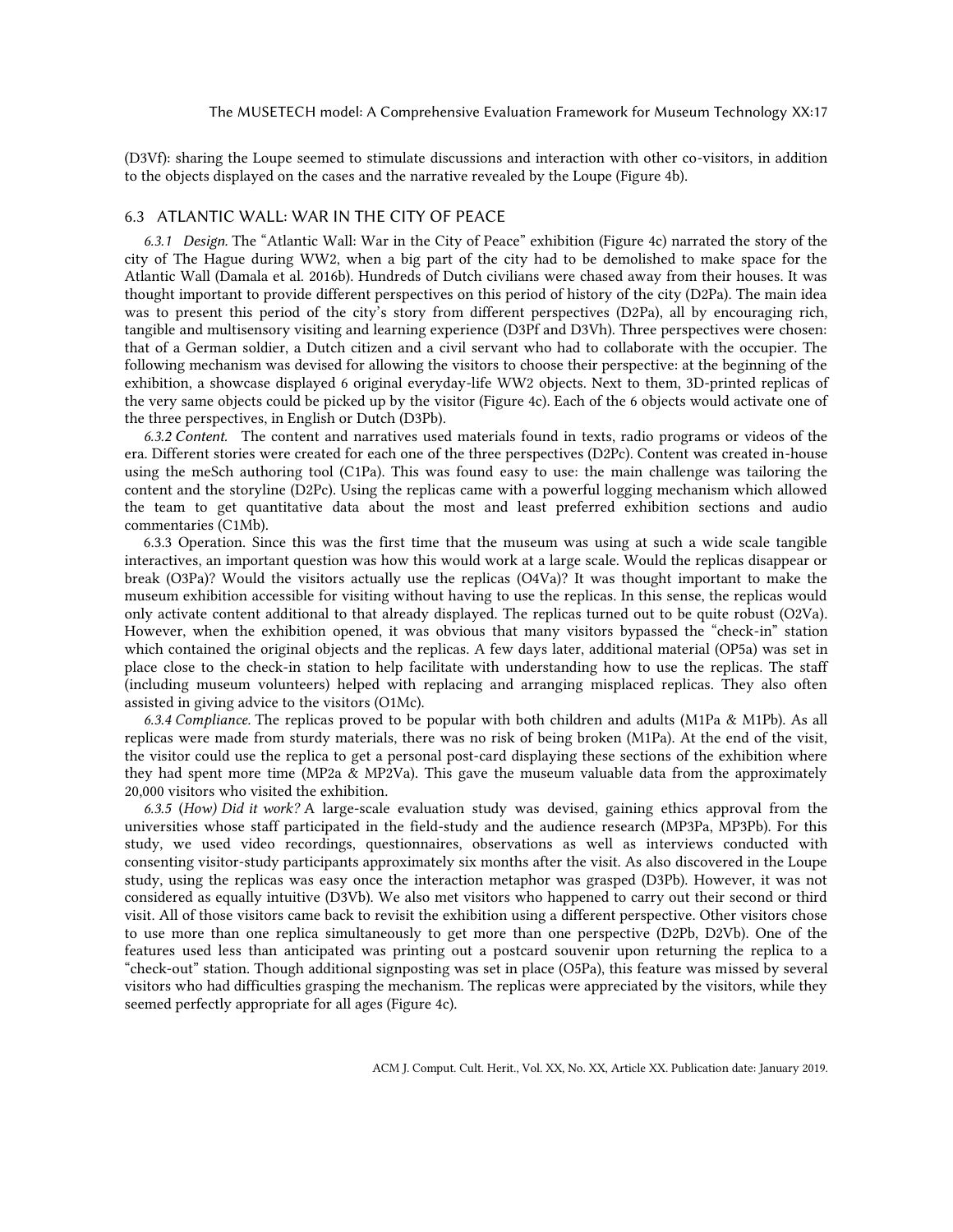(D3Vf): sharing the Loupe seemed to stimulate discussions and interaction with other co-visitors, in addition to the objects displayed on the cases and the narrative revealed by the Loupe (Figure 4b).

## 6.3 ATLANTIC WALL: WAR IN THE CITY OF PEACE

*6.3.1 Design.* The "Atlantic Wall: War in the City of Peace" exhibition (Figure 4c) narrated the story of the city of The Hague during WW2, when a big part of the city had to be demolished to make space for the Atlantic Wall (Damala et al. 2016b). Hundreds of Dutch civilians were chased away from their houses. It was thought important to provide different perspectives on this period of history of the city (D2Pa). The main idea was to present this period of the city's story from different perspectives (D2Pa), all by encouraging rich, tangible and multisensory visiting and learning experience (D3Pf and D3Vh). Three perspectives were chosen: that of a German soldier, a Dutch citizen and a civil servant who had to collaborate with the occupier. The following mechanism was devised for allowing the visitors to choose their perspective: at the beginning of the exhibition, a showcase displayed 6 original everyday-life WW2 objects. Next to them, 3D-printed replicas of the very same objects could be picked up by the visitor (Figure 4c). Each of the 6 objects would activate one of the three perspectives, in English or Dutch (D3Pb).

*6.3.2 Content.* The content and narratives used materials found in texts, radio programs or videos of the era. Different stories were created for each one of the three perspectives (D2Pc). Content was created in-house using the meSch authoring tool (C1Pa). This was found easy to use: the main challenge was tailoring the content and the storyline (D2Pc). Using the replicas came with a powerful logging mechanism which allowed the team to get quantitative data about the most and least preferred exhibition sections and audio commentaries (C1Mb).

6.3.3 Operation. Since this was the first time that the museum was using at such a wide scale tangible interactives, an important question was how this would work at a large scale. Would the replicas disappear or break (O3Pa)? Would the visitors actually use the replicas (O4Va)? It was thought important to make the museum exhibition accessible for visiting without having to use the replicas. In this sense, the replicas would only activate content additional to that already displayed. The replicas turned out to be quite robust (O2Va). However, when the exhibition opened, it was obvious that many visitors bypassed the "check-in" station which contained the original objects and the replicas. A few days later, additional material (OP5a) was set in place close to the check-in station to help facilitate with understanding how to use the replicas. The staff (including museum volunteers) helped with replacing and arranging misplaced replicas. They also often assisted in giving advice to the visitors (O1Mc).

*6.3.4 Compliance.* The replicas proved to be popular with both children and adults (M1Pa & M1Pb). As all replicas were made from sturdy materials, there was no risk of being broken (M1Pa). At the end of the visit, the visitor could use the replica to get a personal post-card displaying these sections of the exhibition where they had spent more time (MP2a & MP2Va). This gave the museum valuable data from the approximately 20,000 visitors who visited the exhibition.

*6.3.5 (How) Did it work?* A large-scale evaluation study was devised, gaining ethics approval from the universities whose staff participated in the field-study and the audience research (MP3Pa, MP3Pb). For this study, we used video recordings, questionnaires, observations as well as interviews conducted with consenting visitor-study participants approximately six months after the visit. As also discovered in the Loupe study, using the replicas was easy once the interaction metaphor was grasped (D3Pb). However, it was not considered as equally intuitive (D3Vb). We also met visitors who happened to carry out their second or third visit. All of those visitors came back to revisit the exhibition using a different perspective. Other visitors chose to use more than one replica simultaneously to get more than one perspective (D2Pb, D2Vb). One of the features used less than anticipated was printing out a postcard souvenir upon returning the replica to a "check-out" station. Though additional signposting was set in place (O5Pa), this feature was missed by several visitors who had difficulties grasping the mechanism. The replicas were appreciated by the visitors, while they seemed perfectly appropriate for all ages (Figure 4c).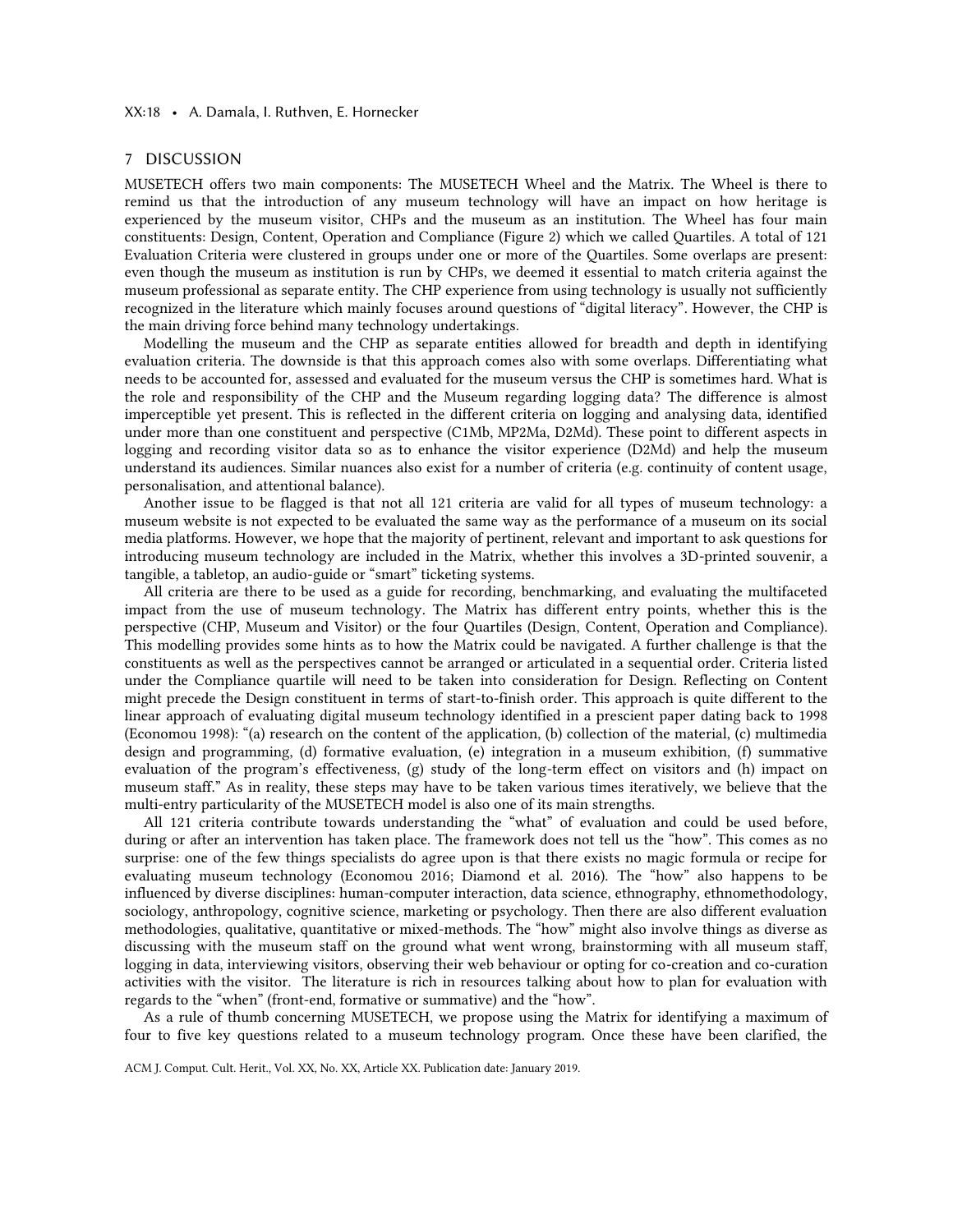## 7 DISCUSSION

MUSETECH offers two main components: The MUSETECH Wheel and the Matrix. The Wheel is there to remind us that the introduction of any museum technology will have an impact on how heritage is experienced by the museum visitor, CHPs and the museum as an institution. The Wheel has four main constituents: Design, Content, Operation and Compliance (Figure 2) which we called Quartiles. A total of 121 Evaluation Criteria were clustered in groups under one or more of the Quartiles. Some overlaps are present: even though the museum as institution is run by CHPs, we deemed it essential to match criteria against the museum professional as separate entity. The CHP experience from using technology is usually not sufficiently recognized in the literature which mainly focuses around questions of "digital literacy". However, the CHP is the main driving force behind many technology undertakings.

Modelling the museum and the CHP as separate entities allowed for breadth and depth in identifying evaluation criteria. The downside is that this approach comes also with some overlaps. Differentiating what needs to be accounted for, assessed and evaluated for the museum versus the CHP is sometimes hard. What is the role and responsibility of the CHP and the Museum regarding logging data? The difference is almost imperceptible yet present. This is reflected in the different criteria on logging and analysing data, identified under more than one constituent and perspective (C1Mb, MP2Ma, D2Md). These point to different aspects in logging and recording visitor data so as to enhance the visitor experience (D2Md) and help the museum understand its audiences. Similar nuances also exist for a number of criteria (e.g. continuity of content usage, personalisation, and attentional balance).

Another issue to be flagged is that not all 121 criteria are valid for all types of museum technology: a museum website is not expected to be evaluated the same way as the performance of a museum on its social media platforms. However, we hope that the majority of pertinent, relevant and important to ask questions for introducing museum technology are included in the Matrix, whether this involves a 3D-printed souvenir, a tangible, a tabletop, an audio-guide or "smart" ticketing systems.

All criteria are there to be used as a guide for recording, benchmarking, and evaluating the multifaceted impact from the use of museum technology. The Matrix has different entry points, whether this is the perspective (CHP, Museum and Visitor) or the four Quartiles (Design, Content, Operation and Compliance). This modelling provides some hints as to how the Matrix could be navigated. A further challenge is that the constituents as well as the perspectives cannot be arranged or articulated in a sequential order. Criteria listed under the Compliance quartile will need to be taken into consideration for Design. Reflecting on Content might precede the Design constituent in terms of start-to-finish order. This approach is quite different to the linear approach of evaluating digital museum technology identified in a prescient paper dating back to 1998 (Economou 1998): "(a) research on the content of the application, (b) collection of the material, (c) multimedia design and programming, (d) formative evaluation, (e) integration in a museum exhibition, (f) summative evaluation of the program's effectiveness, (g) study of the long-term effect on visitors and (h) impact on museum staff." As in reality, these steps may have to be taken various times iteratively, we believe that the multi-entry particularity of the MUSETECH model is also one of its main strengths.

All 121 criteria contribute towards understanding the "what" of evaluation and could be used before, during or after an intervention has taken place. The framework does not tell us the "how". This comes as no surprise: one of the few things specialists do agree upon is that there exists no magic formula or recipe for evaluating museum technology (Economou 2016; Diamond et al. 2016). The "how" also happens to be influenced by diverse disciplines: human-computer interaction, data science, ethnography, ethnomethodology, sociology, anthropology, cognitive science, marketing or psychology. Then there are also different evaluation methodologies, qualitative, quantitative or mixed-methods. The "how" might also involve things as diverse as discussing with the museum staff on the ground what went wrong, brainstorming with all museum staff, logging in data, interviewing visitors, observing their web behaviour or opting for co-creation and co-curation activities with the visitor. The literature is rich in resources talking about how to plan for evaluation with regards to the "when" (front-end, formative or summative) and the "how".

As a rule of thumb concerning MUSETECH, we propose using the Matrix for identifying a maximum of four to five key questions related to a museum technology program. Once these have been clarified, the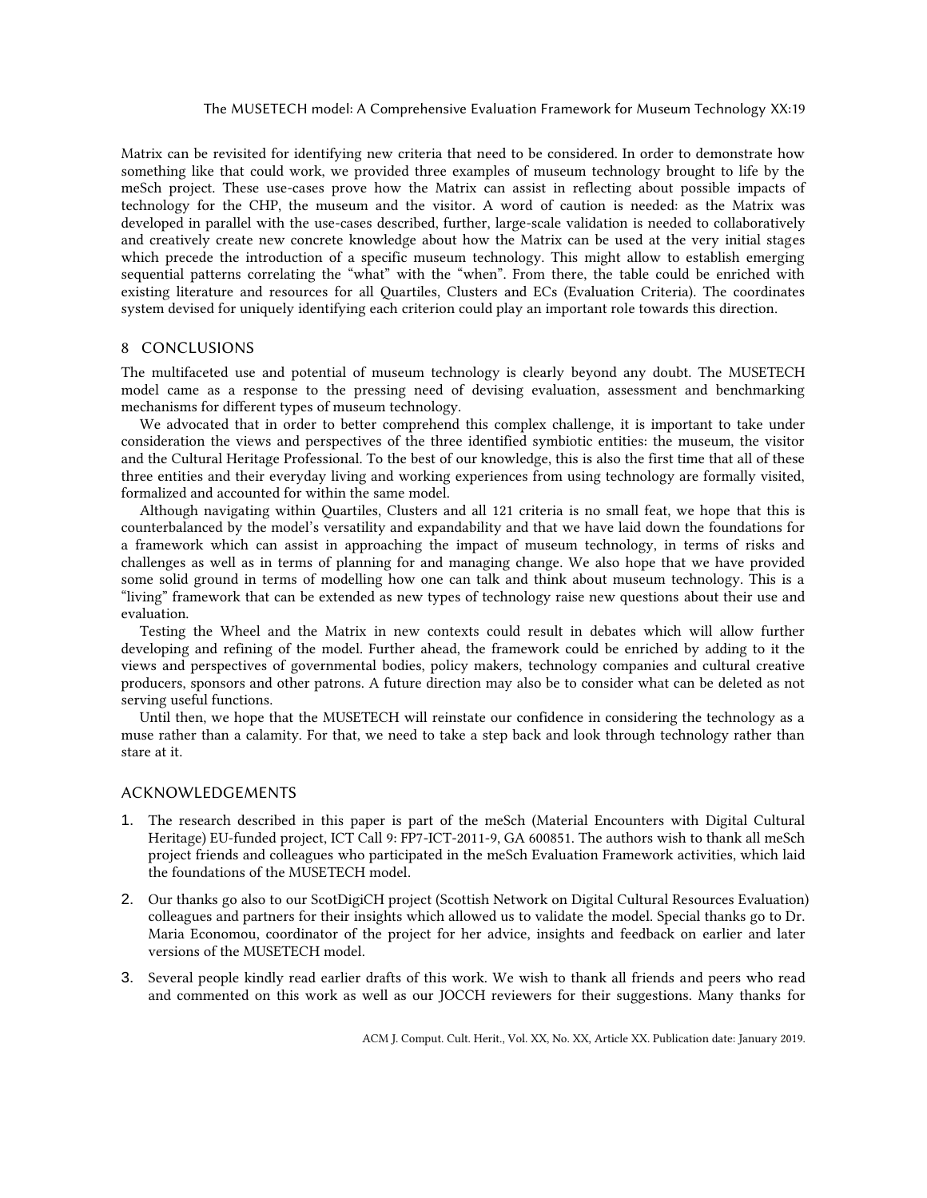Matrix can be revisited for identifying new criteria that need to be considered. In order to demonstrate how something like that could work, we provided three examples of museum technology brought to life by the meSch project. These use-cases prove how the Matrix can assist in reflecting about possible impacts of technology for the CHP, the museum and the visitor. A word of caution is needed: as the Matrix was developed in parallel with the use-cases described, further, large-scale validation is needed to collaboratively and creatively create new concrete knowledge about how the Matrix can be used at the very initial stages which precede the introduction of a specific museum technology. This might allow to establish emerging sequential patterns correlating the "what" with the "when". From there, the table could be enriched with existing literature and resources for all Quartiles, Clusters and ECs (Evaluation Criteria). The coordinates system devised for uniquely identifying each criterion could play an important role towards this direction.

## 8 CONCLUSIONS

The multifaceted use and potential of museum technology is clearly beyond any doubt. The MUSETECH model came as a response to the pressing need of devising evaluation, assessment and benchmarking mechanisms for different types of museum technology.

We advocated that in order to better comprehend this complex challenge, it is important to take under consideration the views and perspectives of the three identified symbiotic entities: the museum, the visitor and the Cultural Heritage Professional. To the best of our knowledge, this is also the first time that all of these three entities and their everyday living and working experiences from using technology are formally visited, formalized and accounted for within the same model.

Although navigating within Quartiles, Clusters and all 121 criteria is no small feat, we hope that this is counterbalanced by the model's versatility and expandability and that we have laid down the foundations for a framework which can assist in approaching the impact of museum technology, in terms of risks and challenges as well as in terms of planning for and managing change. We also hope that we have provided some solid ground in terms of modelling how one can talk and think about museum technology. This is a "living" framework that can be extended as new types of technology raise new questions about their use and evaluation.

Testing the Wheel and the Matrix in new contexts could result in debates which will allow further developing and refining of the model. Further ahead, the framework could be enriched by adding to it the views and perspectives of governmental bodies, policy makers, technology companies and cultural creative producers, sponsors and other patrons. A future direction may also be to consider what can be deleted as not serving useful functions.

Until then, we hope that the MUSETECH will reinstate our confidence in considering the technology as a muse rather than a calamity. For that, we need to take a step back and look through technology rather than stare at it.

## ACKNOWLEDGEMENTS

1. The research described in this paper is part of the meSch (Material Encounters with Digital Cultural Heritage) EU-funded project, ICT Call 9: FP7-ICT-2011-9, GA 600851. The authors wish to thank all meSch project friends and colleagues who participated in the meSch Evaluation Framework activities, which laid the foundations of the MUSETECH model.
2. Our thanks go also to our ScotDigiCH project (Scottish Network on Digital Cultural Resources Evaluation) colleagues and partners for their insights which allowed us to validate the model. Special thanks go to Dr. Maria Economou, coordinator of the project for her advice, insights and feedback on earlier and later versions of the MUSETECH model.
3. Several people kindly read earlier drafts of this work. We wish to thank all friends and peers who read and commented on this work as well as our JOCCH reviewers for their suggestions. Many thanks for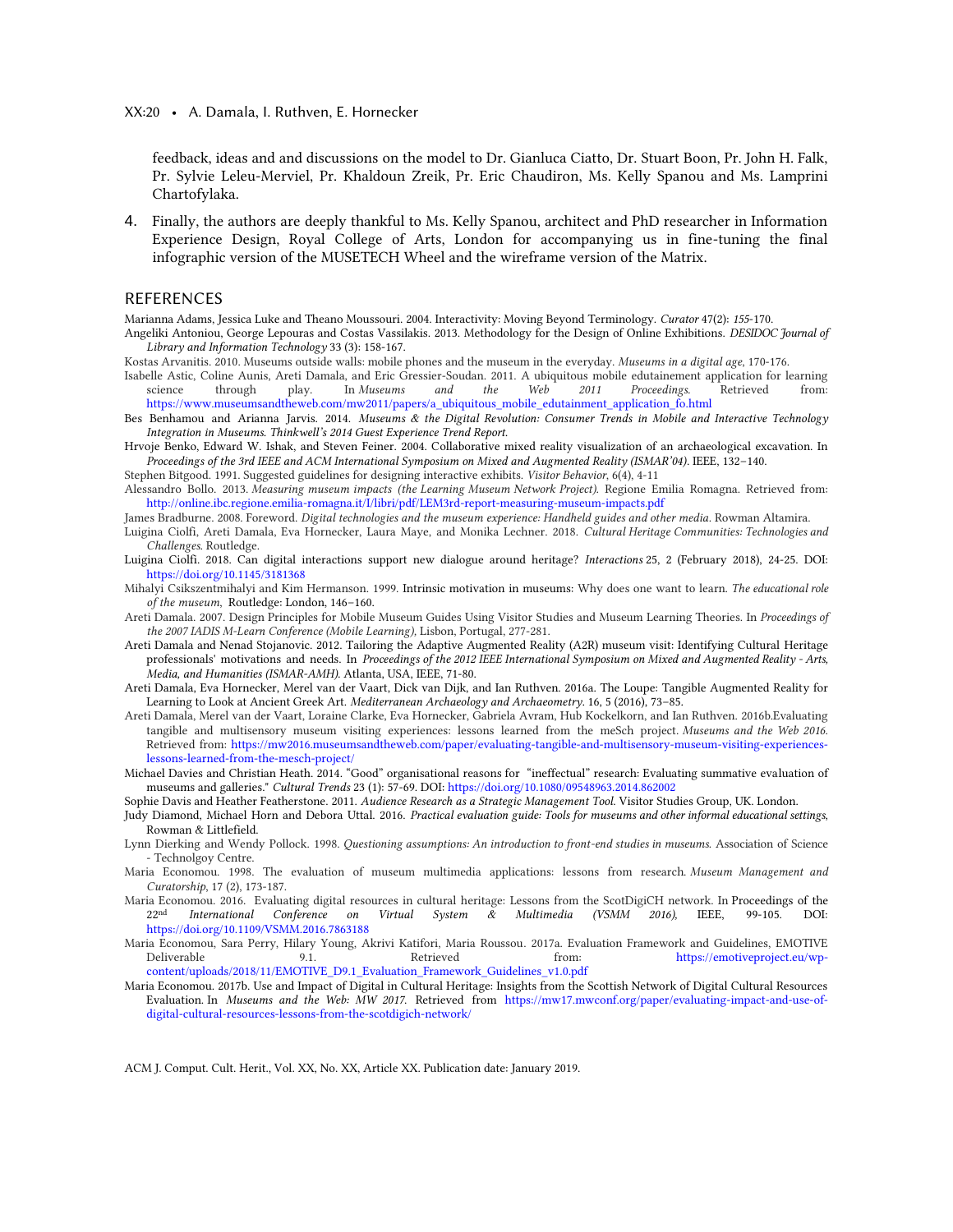feedback, ideas and and discussions on the model to Dr. Gianluca Ciatto, Dr. Stuart Boon, Pr. John H. Falk, Pr. Sylvie Leleu-Merviel, Pr. Khaldoun Zreik, Pr. Eric Chaudiron, Ms. Kelly Spanou and Ms. Lamprini Chartofylaka.

4. Finally, the authors are deeply thankful to Ms. Kelly Spanou, architect and PhD researcher in Information Experience Design, Royal College of Arts, London for accompanying us in fine-tuning the final infographic version of the MUSETECH Wheel and the wireframe version of the Matrix.

## REFERENCES

Marianna Adams, Jessica Luke and Theano Moussouri. 2004. Interactivity: Moving Beyond Terminology. *Curator* 47(2): *155*-170.

Angeliki Antoniou, George Lepouras and Costas Vassilakis. 2013. Methodology for the Design of Online Exhibitions. *DESIDOC Journal of Library and Information Technology* 33 (3): 158-167.

Kostas Arvanitis. 2010. Museums outside walls: mobile phones and the museum in the everyday. *Museums in a digital age*, 170-176.

Isabelle Astic, Coline Aunis, Areti Damala, and Eric Gressier-Soudan. 2011. A ubiquitous mobile edutainement application for learning science through play. In *Museums and the Web 2011 Proceedings*. Retrieved from: https://www.museumsandtheweb.com/mw2011/papers/a_ubiquitous_mobile_edutainment_application_fo.html

Bes Benhamou and Arianna Jarvis. 2014. *Museums & the Digital Revolution: Consumer Trends in Mobile and Interactive Technology Integration in Museums. Thinkwell's 2014 Guest Experience Trend Report.*

Hrvoje Benko, Edward W. Ishak, and Steven Feiner. 2004. Collaborative mixed reality visualization of an archaeological excavation. In *Proceedings of the 3rd IEEE and ACM International Symposium on Mixed and Augmented Reality (ISMAR'04)*. IEEE, 132–140.

Stephen Bitgood. 1991. Suggested guidelines for designing interactive exhibits. *Visitor Behavior*, 6(4), 4-11

Alessandro Bollo. 2013. *Measuring museum impacts (the Learning Museum Network Project).* Regione Emilia Romagna. Retrieved from: http://online.ibc.regione.emilia-romagna.it/I/libri/pdf/LEM3rd-report-measuring-museum-impacts.pdf

James Bradburne. 2008. Foreword. *Digital technologies and the museum experience: Handheld guides and other media*. Rowman Altamira.

Luigina Ciolfi, Areti Damala, Eva Hornecker, Laura Maye, and Monika Lechner. 2018. *Cultural Heritage Communities: Technologies and Challenges*. Routledge.

Luigina Ciolfi. 2018. Can digital interactions support new dialogue around heritage? *Interactions* 25, 2 (February 2018), 24-25. DOI: https://doi.org/10.1145/3181368

Mihalyi Csikszentmihalyi and Kim Hermanson. 1999. Intrinsic motivation in museums: Why does one want to learn. *The educational role of the museum*, Routledge: London, 146–160.

Areti Damala. 2007. Design Principles for Mobile Museum Guides Using Visitor Studies and Museum Learning Theories. In *Proceedings of the 2007 IADIS M-Learn Conference (Mobile Learning)*, Lisbon, Portugal, 277-281.

Areti Damala and Nenad Stojanovic. 2012. Tailoring the Adaptive Augmented Reality (A2R) museum visit: Identifying Cultural Heritage professionals' motivations and needs. In *Proceedings of the 2012 IEEE International Symposium on Mixed and Augmented Reality - Arts, Media, and Humanities (ISMAR-AMH)*. Atlanta, USA, IEEE, 71-80.

Areti Damala, Eva Hornecker, Merel van der Vaart, Dick van Dijk, and Ian Ruthven. 2016a. The Loupe: Tangible Augmented Reality for Learning to Look at Ancient Greek Art. *Mediterranean Archaeology and Archaeometry*. 16, 5 (2016), 73–85.

Areti Damala, Merel van der Vaart, Loraine Clarke, Eva Hornecker, Gabriela Avram, Hub Kockelkorn, and Ian Ruthven. 2016b.Evaluating tangible and multisensory museum visiting experiences: lessons learned from the meSch project. *Museums and the Web 2016*. Retrieved from: https://mw2016.museumsandtheweb.com/paper/evaluating-tangible-and-multisensory-museum-visiting-experiences-lessons-learned-from-the-mesch-project/

Michael Davies and Christian Heath. 2014. "Good" organisational reasons for "ineffectual" research: Evaluating summative evaluation of museums and galleries." *Cultural Trends* 23 (1): 57-69. DOI: https://doi.org/10.1080/09548963.2014.862002

Sophie Davis and Heather Featherstone. 2011. *Audience Research as a Strategic Management Tool*. Visitor Studies Group, UK. London.

Judy Diamond, Michael Horn and Debora Uttal. 2016. *Practical evaluation guide: Tools for museums and other informal educational settings*, Rowman & Littlefield.

Lynn Dierking and Wendy Pollock. 1998. *Questioning assumptions: An introduction to front-end studies in museums*. Association of Science - Technolgoy Centre.

Maria Economou. 1998. The evaluation of museum multimedia applications: lessons from research. *Museum Management and Curatorship*, 17 (2), 173-187.

Maria Economou. 2016. Evaluating digital resources in cultural heritage: Lessons from the ScotDigiCH network. In Proceedings of the 22nd *International Conference on Virtual System & Multimedia (VSMM 2016)*, IEEE, 99-105. DOI: https://doi.org/10.1109/VSMM.2016.7863188

Maria Economou, Sara Perry, Hilary Young, Akrivi Katifori, Maria Roussou. 2017a. Evaluation Framework and Guidelines, EMOTIVE Deliverable 9.1. Retrieved from: https://emotiveproject.eu/wp-content/uploads/2018/11/EMOTIVE_D9.1_Evaluation_Framework_Guidelines_v1.0.pdf

Maria Economou. 2017b. Use and Impact of Digital in Cultural Heritage: Insights from the Scottish Network of Digital Cultural Resources Evaluation. In *Museums and the Web: MW 2017*. Retrieved from https://mw17.mwconf.org/paper/evaluating-impact-and-use-of-digital-cultural-resources-lessons-from-the-scotdigich-network/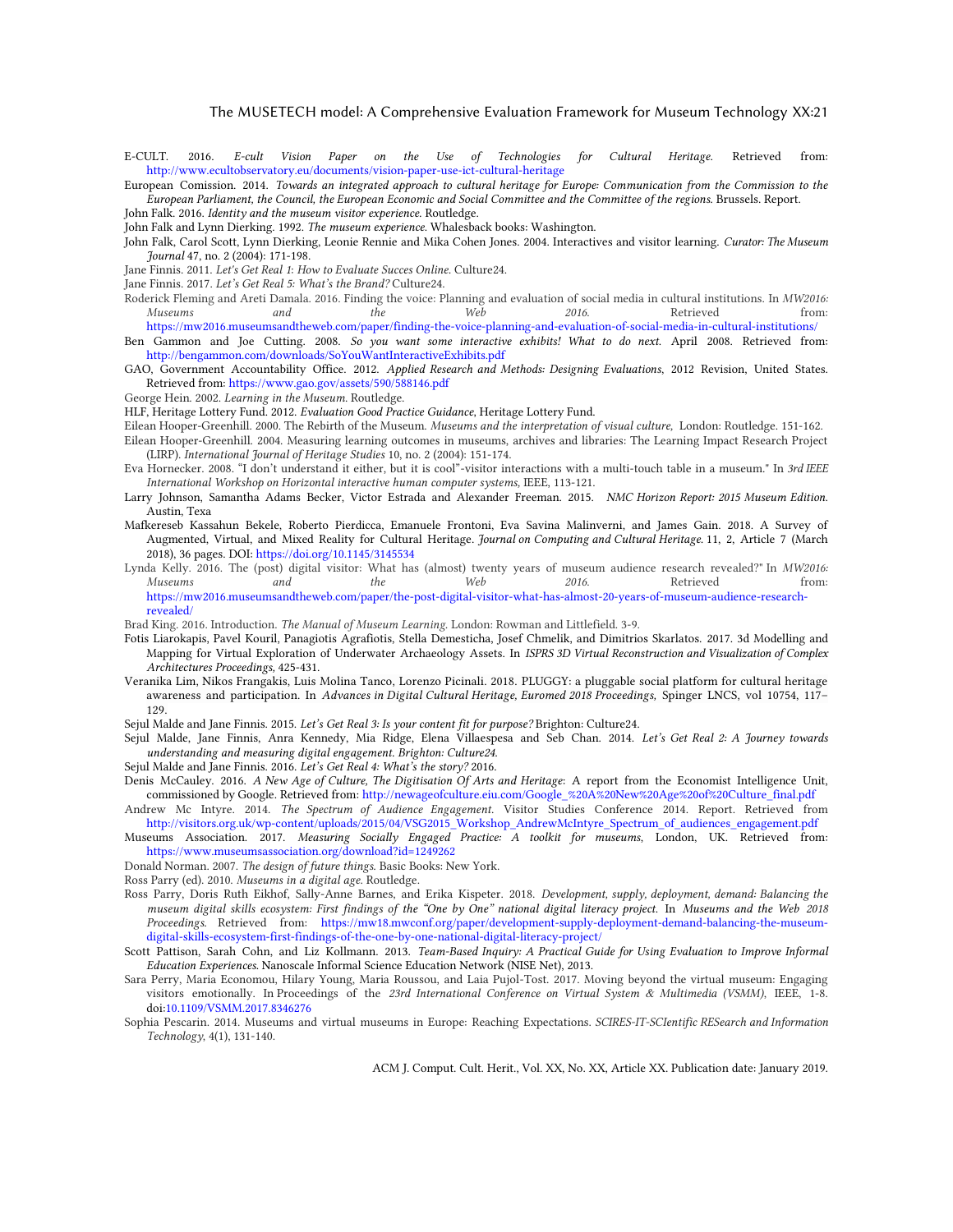E-CULT. 2016. *E-cult Vision Paper on the Use of Technologies for Cultural Heritage*. Retrieved from: http://www.ecultobservatory.eu/documents/vision-paper-use-ict-cultural-heritage

European Comission. 2014. *Towards an integrated approach to cultural heritage for Europe: Communication from the Commission to the European Parliament, the Council, the European Economic and Social Committee and the Committee of the regions*. Brussels. Report.

John Falk. 2016. *Identity and the museum visitor experience*. Routledge.

John Falk and Lynn Dierking. 1992. *The museum experience*. Whalesback books: Washington.

John Falk, Carol Scott, Lynn Dierking, Leonie Rennie and Mika Cohen Jones. 2004. Interactives and visitor learning. *Curator: The Museum Journal* 47, no. 2 (2004): 171-198.

Jane Finnis. 2011. *Let's Get Real 1: How to Evaluate Succes Online*. Culture24.

Jane Finnis. 2017. *Let's Get Real 5: What's the Brand?* Culture24.

Roderick Fleming and Areti Damala. 2016. Finding the voice: Planning and evaluation of social media in cultural institutions. In *MW2016: Museums and the Web 2016*. Retrieved from: https://mw2016.museumsandtheweb.com/paper/finding-the-voice-planning-and-evaluation-of-social-media-in-cultural-institutions/

Ben Gammon and Joe Cutting. 2008. *So you want some interactive exhibits! What to do next*. April 2008. Retrieved from: http://bengammon.com/downloads/SoYouWantInteractiveExhibits.pdf

GAO, Government Accountability Office. 2012. *Applied Research and Methods: Designing Evaluations*, 2012 Revision, United States. Retrieved from: https://www.gao.gov/assets/590/588146.pdf

George Hein. 2002. *Learning in the Museum*. Routledge.

HLF, Heritage Lottery Fund. 2012. *Evaluation Good Practice Guidance*, Heritage Lottery Fund.

Eilean Hooper-Greenhill. 2000. The Rebirth of the Museum. *Museums and the interpretation of visual culture,* London: Routledge. 151-162.

Eilean Hooper-Greenhill. 2004. Measuring learning outcomes in museums, archives and libraries: The Learning Impact Research Project (LIRP). *International Journal of Heritage Studies* 10, no. 2 (2004): 151-174.

Eva Hornecker. 2008. "I don't understand it either, but it is cool"-visitor interactions with a multi-touch table in a museum." In *3rd IEEE International Workshop on Horizontal interactive human computer systems*, IEEE, 113-121.

Larry Johnson, Samantha Adams Becker, Victor Estrada and Alexander Freeman. 2015. *NMC Horizon Report: 2015 Museum Edition*. Austin, Texa

Mafkereseb Kassahun Bekele, Roberto Pierdicca, Emanuele Frontoni, Eva Savina Malinverni, and James Gain. 2018. A Survey of Augmented, Virtual, and Mixed Reality for Cultural Heritage. *Journal on Computing and Cultural Heritage*. 11, 2, Article 7 (March 2018), 36 pages. DOI: https://doi.org/10.1145/3145534

Lynda Kelly. 2016. The (post) digital visitor: What has (almost) twenty years of museum audience research revealed?" In *MW2016: Museums and the Web 2016*. Retrieved from: https://mw2016.museumsandtheweb.com/paper/the-post-digital-visitor-what-has-almost-20-years-of-museum-audience-research-revealed/

Brad King. 2016. Introduction. *The Manual of Museum Learning*. London: Rowman and Littlefield. 3-9.

Fotis Liarokapis, Pavel Kouril, Panagiotis Agrafiotis, Stella Demesticha, Josef Chmelik, and Dimitrios Skarlatos. 2017. 3d Modelling and Mapping for Virtual Exploration of Underwater Archaeology Assets. In *ISPRS 3D Virtual Reconstruction and Visualization of Complex Architectures Proceedings,* 425-431.

Veranika Lim, Nikos Frangakis, Luis Molina Tanco, Lorenzo Picinali. 2018. PLUGGY: a pluggable social platform for cultural heritage awareness and participation. In *Advances in Digital Cultural Heritage, Euromed 2018 Proceedings*, Spinger LNCS, vol 10754, 117–129.

Sejul Malde and Jane Finnis. 2015. *Let's Get Real 3: Is your content fit for purpose?* Brighton: Culture24.

Sejul Malde, Jane Finnis, Anra Kennedy, Mia Ridge, Elena Villaespesa and Seb Chan. 2014. *Let's Get Real 2: A Journey towards understanding and measuring digital engagement. Brighton: Culture24.*

Sejul Malde and Jane Finnis. 2016. *Let's Get Real 4: What's the story?* 2016.

Denis McCauley. 2016. *A New Age of Culture, The Digitisation Of Arts and Heritage*: A report from the Economist Intelligence Unit, commissioned by Google. Retrieved from: http://newageofculture.eiu.com/Google_%20A%20New%20Age%20of%20Culture_final.pdf

Andrew Mc Intyre. 2014. *The Spectrum of Audience Engagement*. Visitor Studies Conference 2014. Report. Retrieved from http://visitors.org.uk/wp-content/uploads/2015/04/VSG2015_Workshop_AndrewMcIntyre_Spectrum_of_audiences_engagement.pdf

Museums Association. 2017. *Measuring Socially Engaged Practice: A toolkit for museums*, London, UK. Retrieved from: https://www.museumsassociation.org/download?id=1249262

Donald Norman. 2007. *The design of future things*. Basic Books: New York.

Ross Parry (ed). 2010. *Museums in a digital age*. Routledge.

Ross Parry, Doris Ruth Eikhof, Sally-Anne Barnes, and Erika Kispeter. 2018. *Development, supply, deployment, demand: Balancing the museum digital skills ecosystem: First findings of the "One by One" national digital literacy project*. In *Museums and the Web 2018 Proceedings*. Retrieved from: https://mw18.mwconf.org/paper/development-supply-deployment-demand-balancing-the-museum-digital-skills-ecosystem-first-findings-of-the-one-by-one-national-digital-literacy-project/

Scott Pattison, Sarah Cohn, and Liz Kollmann. 2013. *Team-Based Inquiry: A Practical Guide for Using Evaluation to Improve Informal Education Experiences*. Nanoscale Informal Science Education Network (NISE Net), 2013.

Sara Perry, Maria Economou, Hilary Young, Maria Roussou, and Laia Pujol-Tost. 2017. Moving beyond the virtual museum: Engaging visitors emotionally. In Proceedings of the *23rd International Conference on Virtual System & Multimedia (VSMM),* IEEE, 1-8. doi:10.1109/VSMM.2017.8346276

Sophia Pescarin. 2014. Museums and virtual museums in Europe: Reaching Expectations. *SCIRES-IT-SCIentific RESearch and Information Technology*, 4(1), 131-140.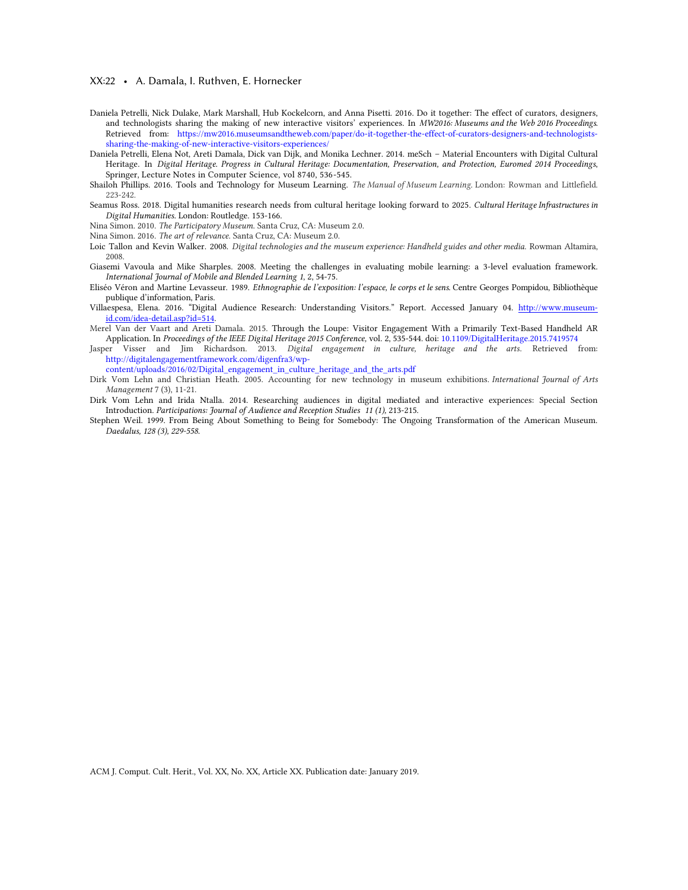Daniela Petrelli, Nick Dulake, Mark Marshall, Hub Kockelcorn, and Anna Pisetti. 2016. Do it together: The effect of curators, designers, and technologists sharing the making of new interactive visitors' experiences. In *MW2016: Museums and the Web 2016 Proceedings*. Retrieved from: https://mw2016.museumsandtheweb.com/paper/do-it-together-the-effect-of-curators-designers-and-technologists-sharing-the-making-of-new-interactive-visitors-experiences/

Daniela Petrelli, Elena Not, Areti Damala, Dick van Dijk, and Monika Lechner. 2014. meSch – Material Encounters with Digital Cultural Heritage. In *Digital Heritage. Progress in Cultural Heritage: Documentation, Preservation, and Protection, Euromed 2014 Proceedings*, Springer, Lecture Notes in Computer Science, vol 8740, 536-545.

Shailoh Phillips. 2016. Tools and Technology for Museum Learning. *The Manual of Museum Learning*. London: Rowman and Littlefield. 223-242.

Seamus Ross. 2018. Digital humanities research needs from cultural heritage looking forward to 2025. *Cultural Heritage Infrastructures in Digital Humanities*. London: Routledge. 153-166.

Nina Simon. 2010. *The Participatory Museum*. Santa Cruz, CA: Museum 2.0.

Nina Simon. 2016. *The art of relevance*. Santa Cruz, CA: Museum 2.0.

Loic Tallon and Kevin Walker. 2008. *Digital technologies and the museum experience: Handheld guides and other media*. Rowman Altamira, 2008.

Giasemi Vavoula and Mike Sharples. 2008. Meeting the challenges in evaluating mobile learning: a 3-level evaluation framework. *International Journal of Mobile and Blended Learning 1*, 2, 54-75.

Eliséo Véron and Martine Levasseur. 1989. *Ethnographie de l'exposition: l'espace, le corps et le sens*. Centre Georges Pompidou, Bibliothèque publique d'information, Paris.

Villaespesa, Elena. 2016. "Digital Audience Research: Understanding Visitors." Report. Accessed January 04. http://www.museum-id.com/idea-detail.asp?id=514.

Merel Van der Vaart and Areti Damala. 2015. Through the Loupe: Visitor Engagement With a Primarily Text-Based Handheld AR Application. In *Proceedings of the IEEE Digital Heritage 2015 Conference*, vol. 2, 535-544. doi: 10.1109/DigitalHeritage.2015.7419574

Jasper Visser and Jim Richardson. 2013. *Digital engagement in culture, heritage and the arts*. Retrieved from: http://digitalengagementframework.com/digenfra3/wp-content/uploads/2016/02/Digital_engagement_in_culture_heritage_and_the_arts.pdf

Dirk Vom Lehn and Christian Heath. 2005. Accounting for new technology in museum exhibitions. *International Journal of Arts Management* 7 (3), 11-21.

Dirk Vom Lehn and Irida Ntalla. 2014. Researching audiences in digital mediated and interactive experiences: Special Section Introduction. *Participations: Journal of Audience and Reception Studies 11 (1)*, 213-215.

Stephen Weil. 1999. From Being About Something to Being for Somebody: The Ongoing Transformation of the American Museum. *Daedalus, 128 (3), 229-558.*